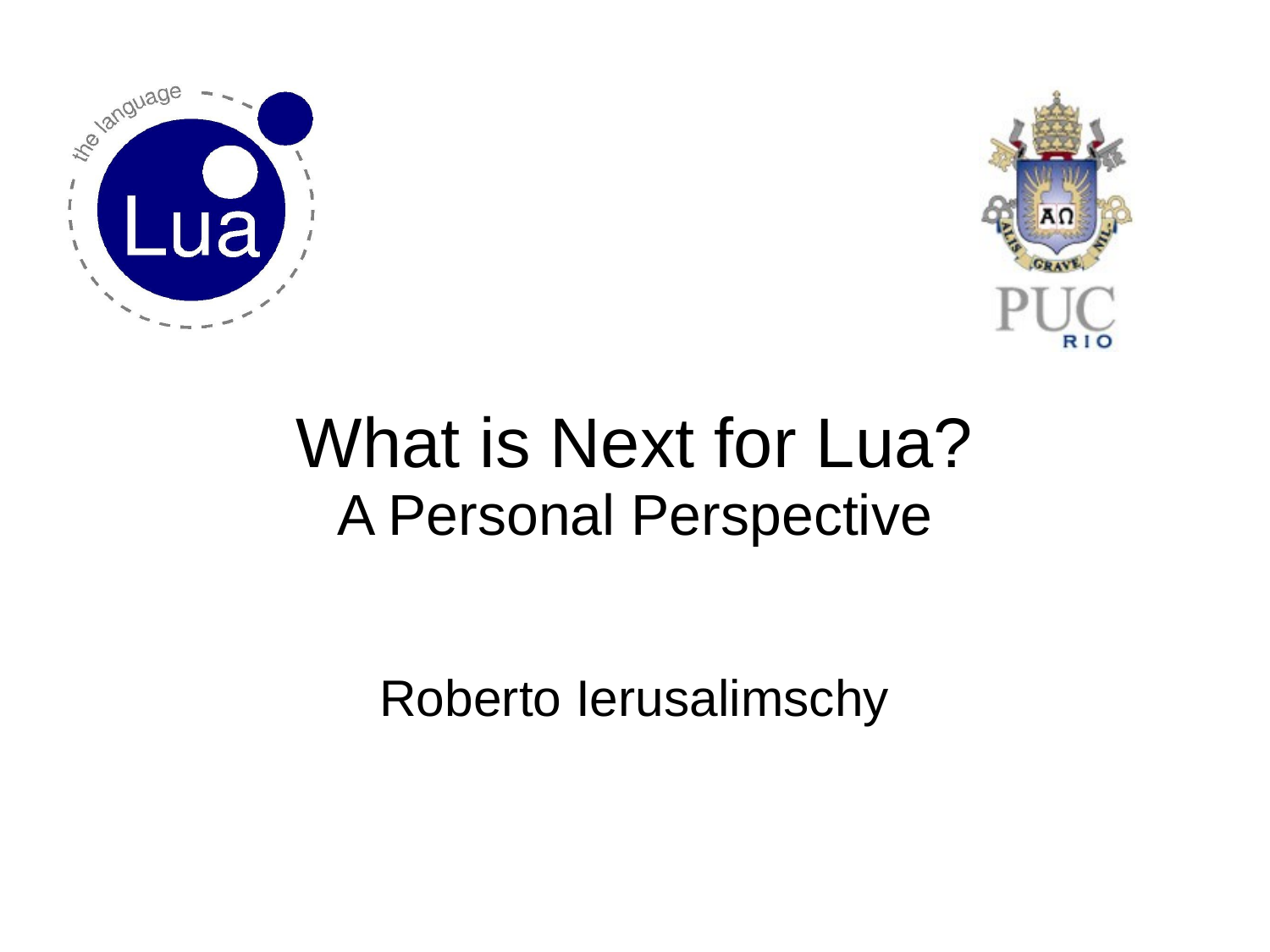# What is Next for Lua?

## A Personal Perspective

Roberto Ierusalimschy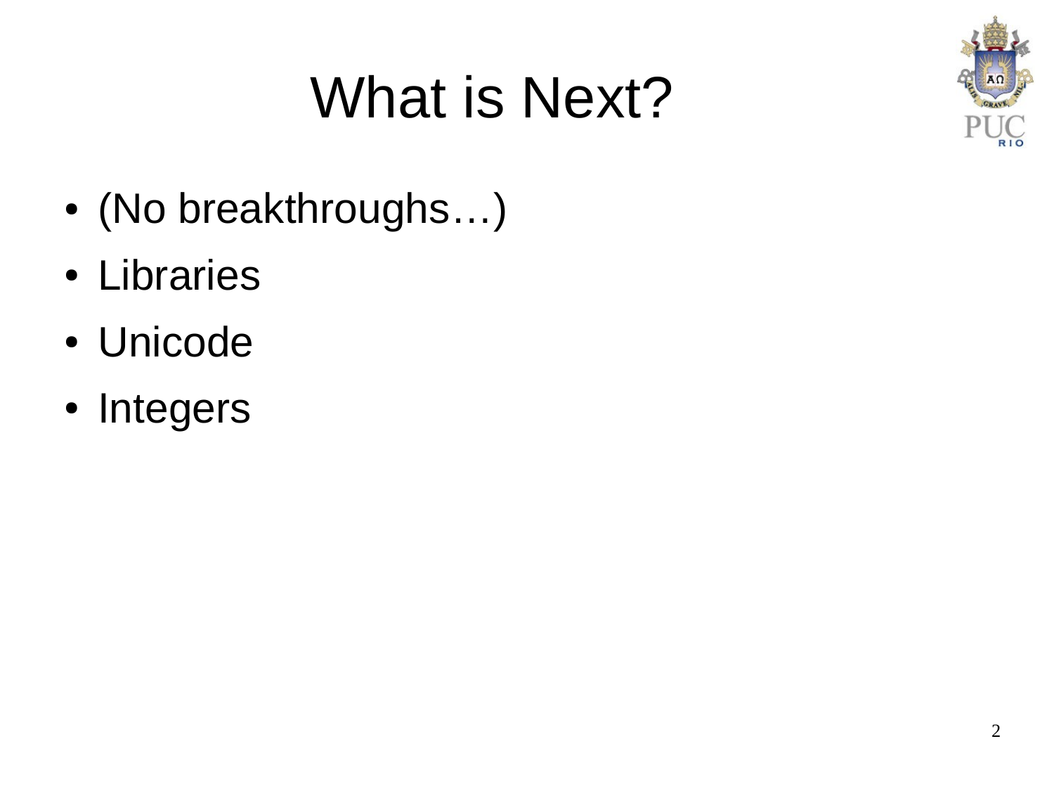# What is Next?

- (No breakthroughs…)
- Libraries
- Unicode
- Integers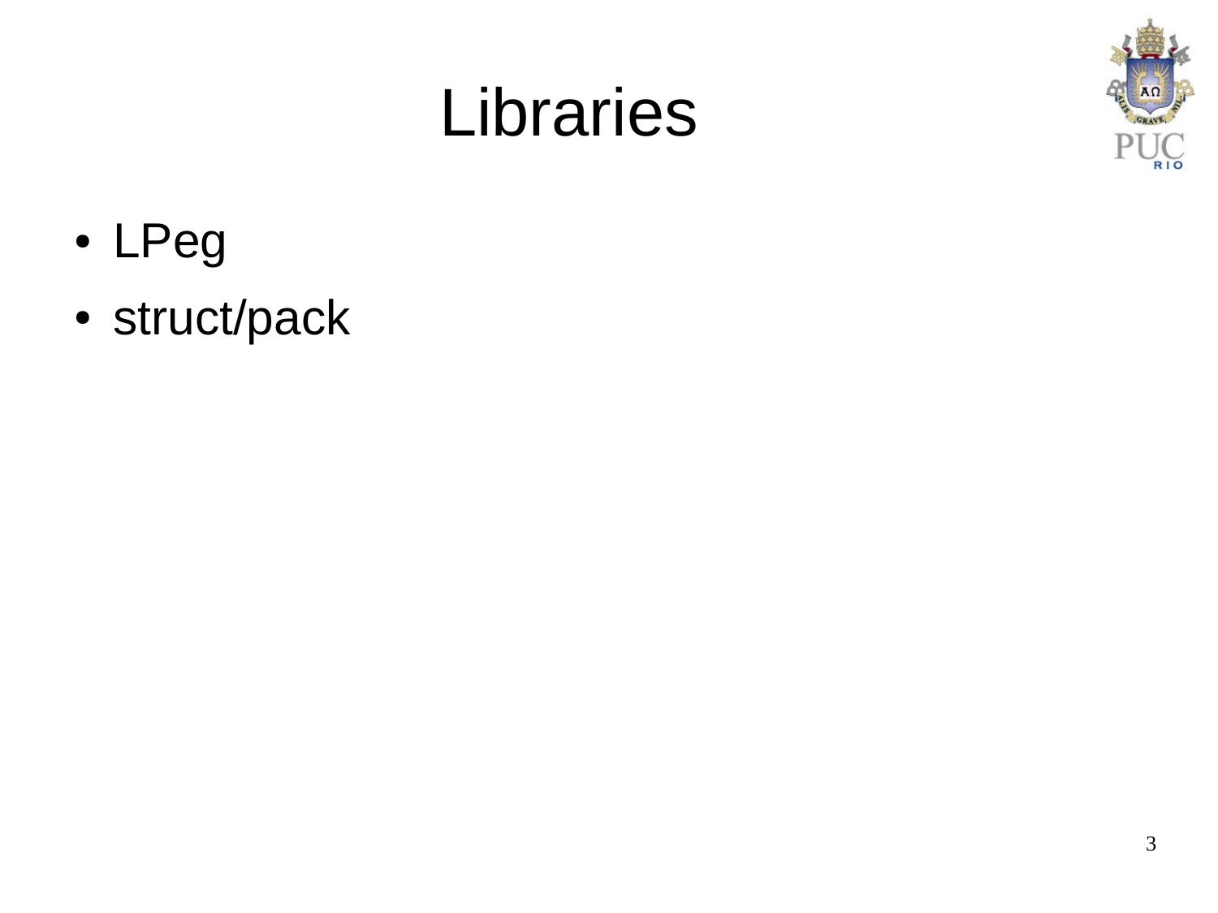# Libraries

- LPeg
- struct/pack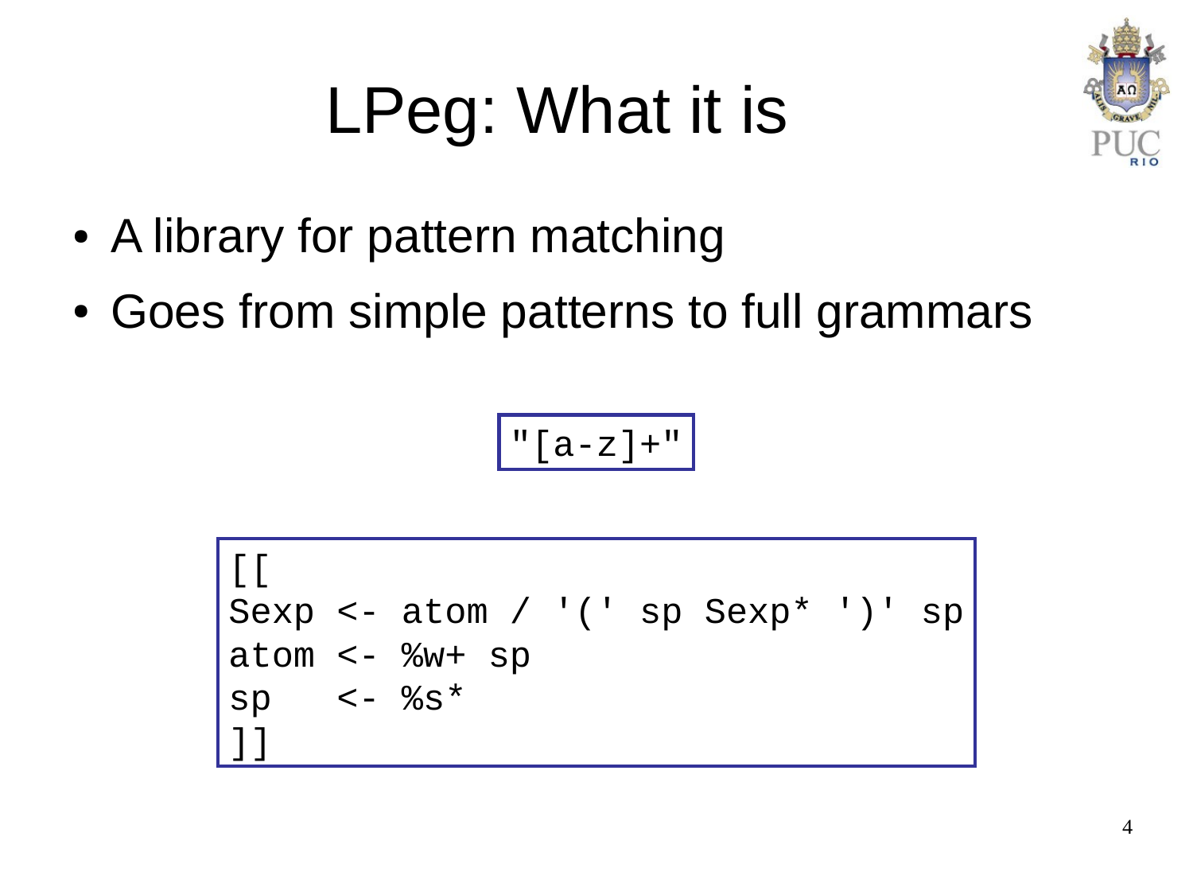# LPeg: What it is

- A library for pattern matching
- Goes from simple patterns to full grammars

```
"[a-z]+"
```

```
[[
Sexp <- atom / '(' sp Sexp* ')' sp
atom <- %w+ sp
sp   <- %s*
]]
```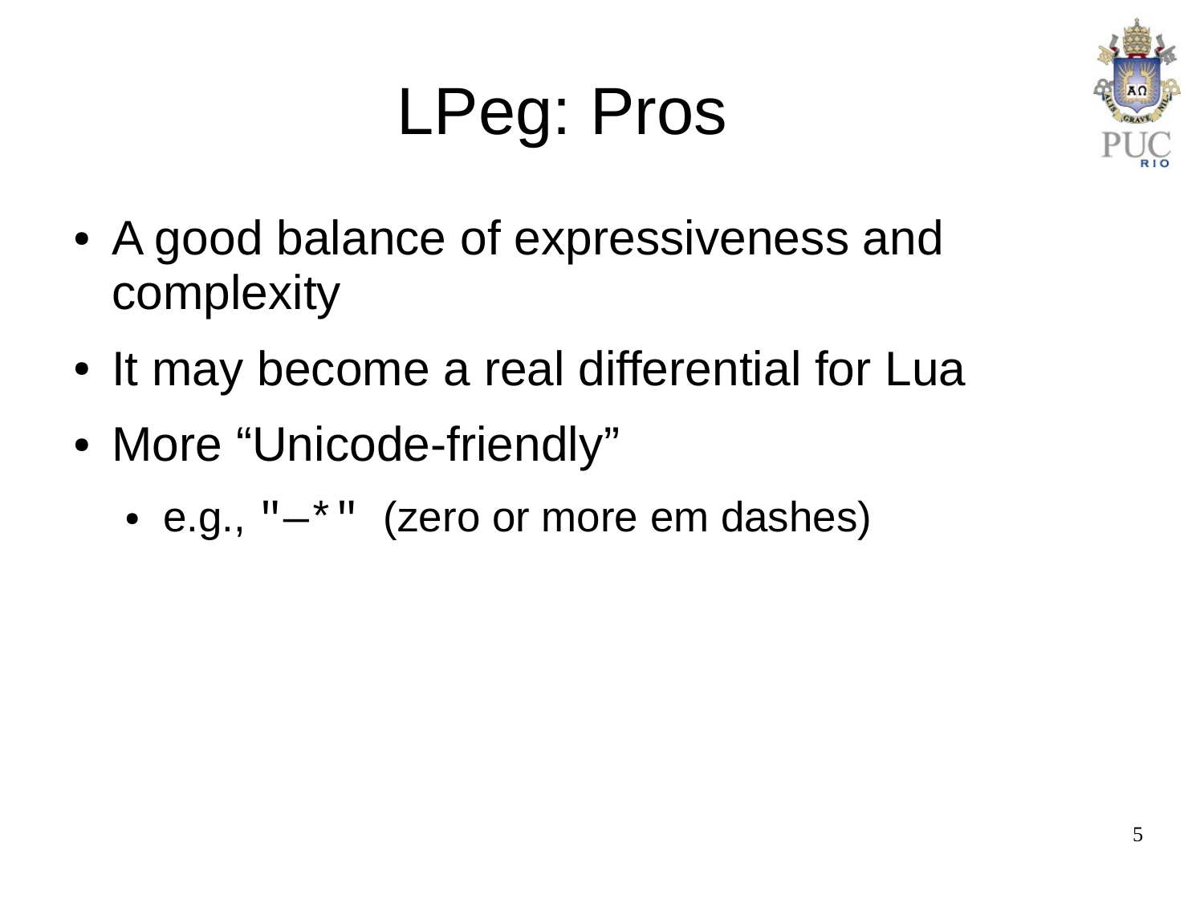# LPeg: Pros

- A good balance of expressiveness and complexity
- It may become a real differential for Lua
- More “Unicode-friendly”
  - e.g., `"—*"` (zero or more em dashes)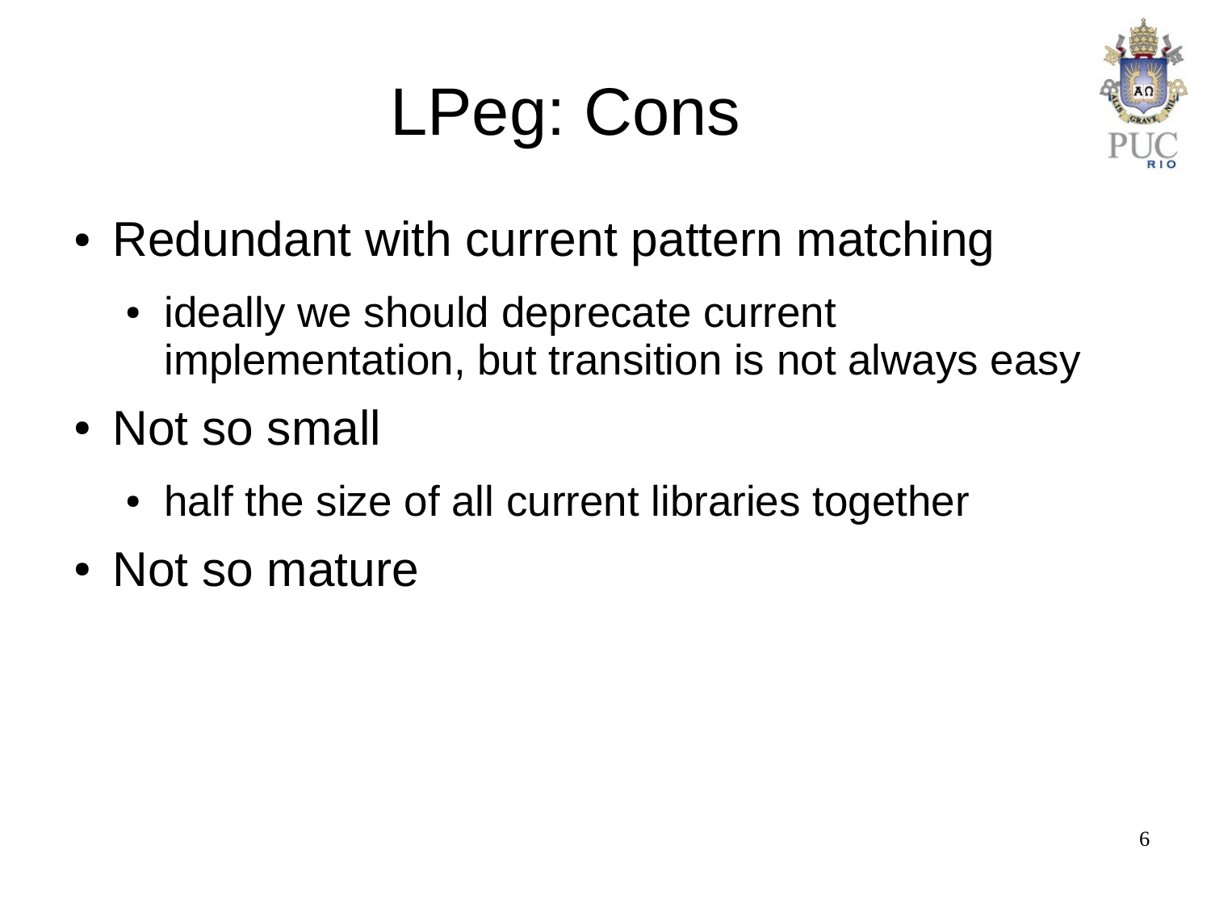# LPeg: Cons

- Redundant with current pattern matching
  - ideally we should deprecate current implementation, but transition is not always easy
- Not so small
  - half the size of all current libraries together
- Not so mature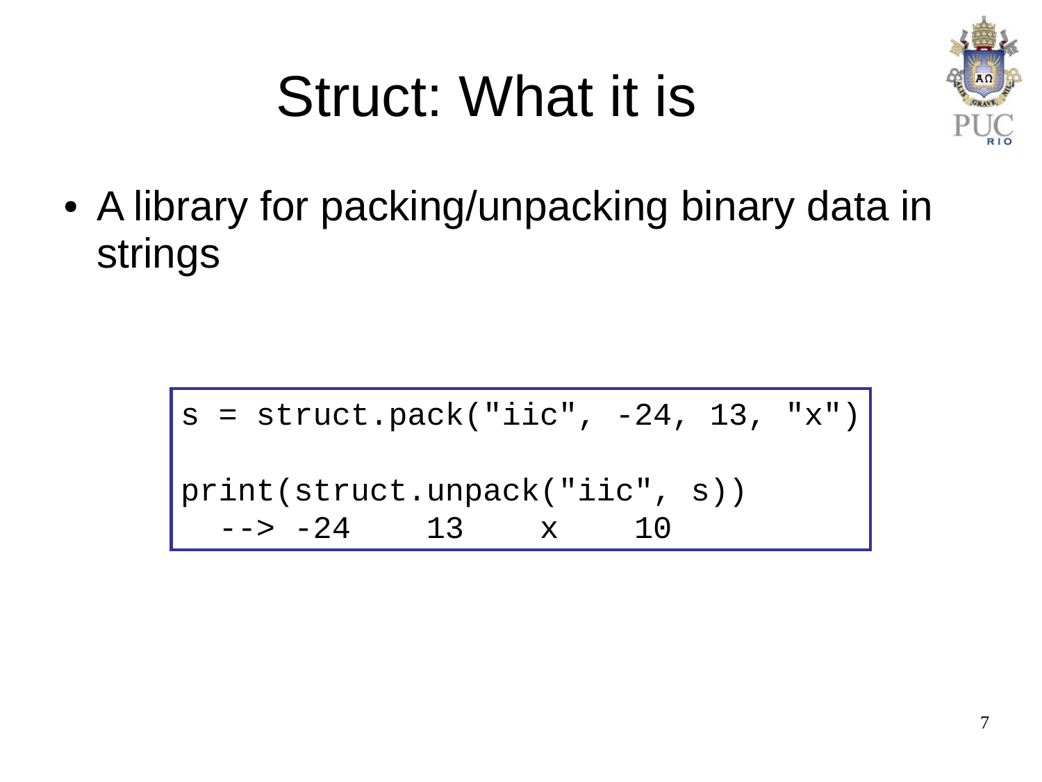# Struct: What it is

- A library for packing/unpacking binary data in strings

```
s = struct.pack("iic", -24, 13, "x")

print(struct.unpack("iic", s))
  --> -24    13    x    10
```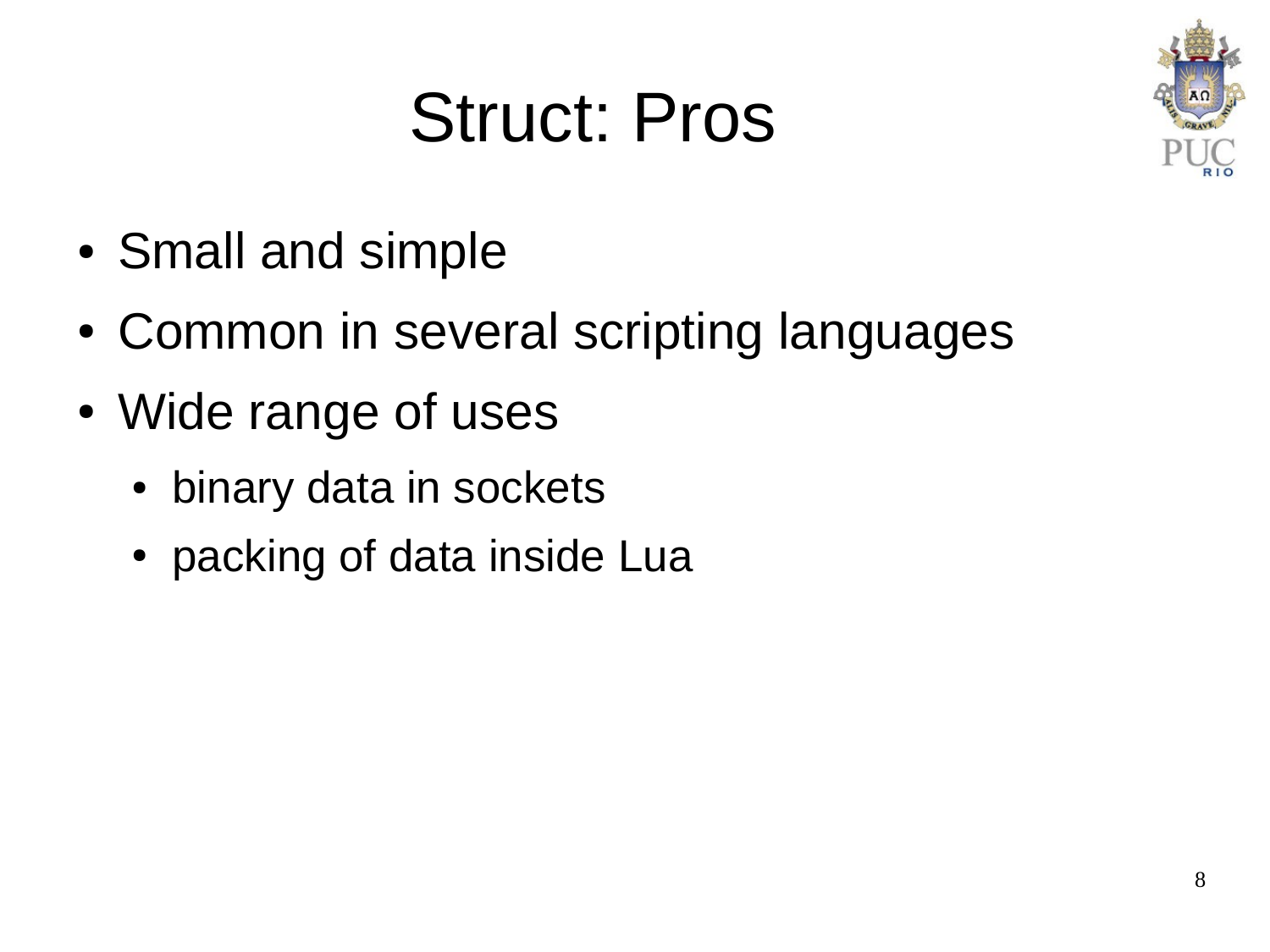# Struct: Pros

- Small and simple
- Common in several scripting languages
- Wide range of uses
  - binary data in sockets
  - packing of data inside Lua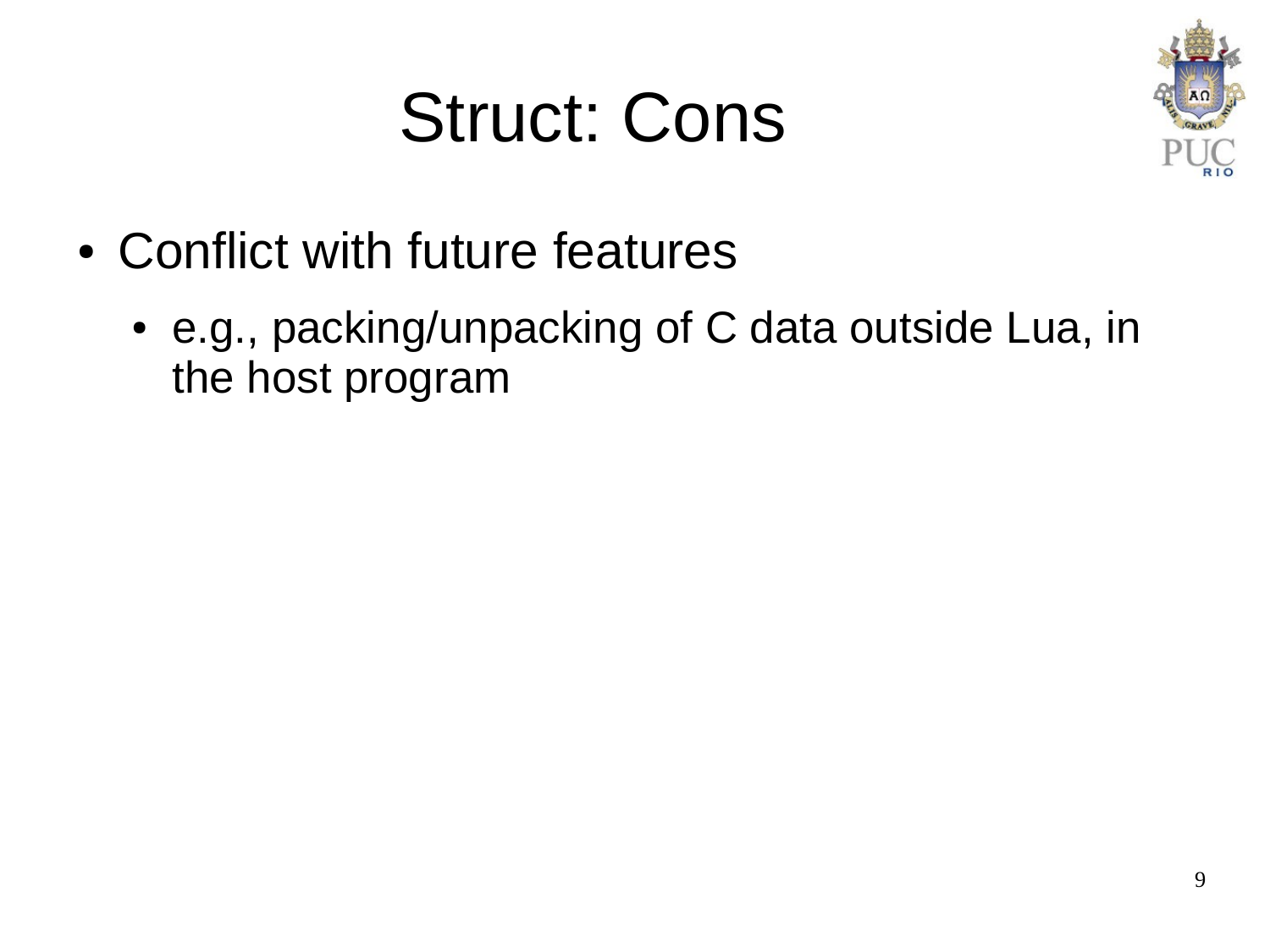# Struct: Cons

- Conflict with future features
  - e.g., packing/unpacking of C data outside Lua, in the host program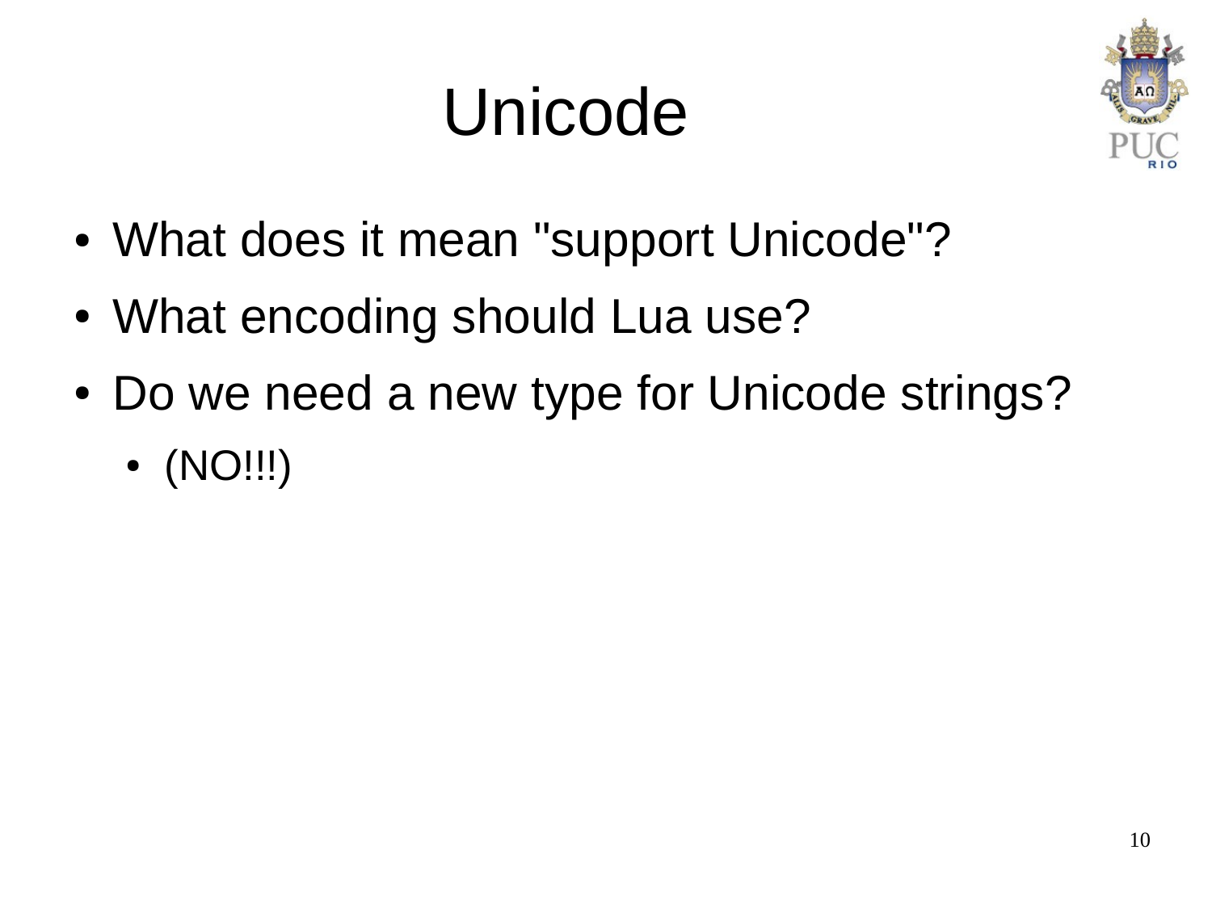# Unicode

- What does it mean "support Unicode"?
- What encoding should Lua use?
- Do we need a new type for Unicode strings?
  - (NO!!!)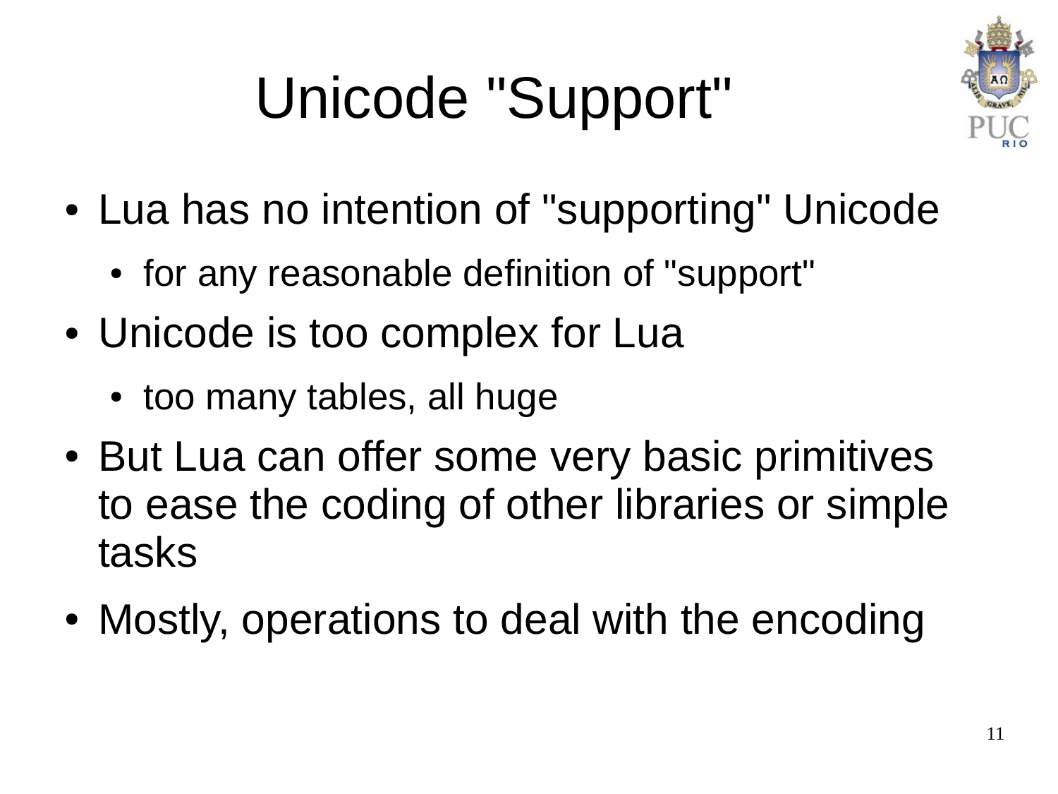# Unicode "Support"

- Lua has no intention of "supporting" Unicode
  - for any reasonable definition of "support"
- Unicode is too complex for Lua
  - too many tables, all huge
- But Lua can offer some very basic primitives to ease the coding of other libraries or simple tasks
- Mostly, operations to deal with the encoding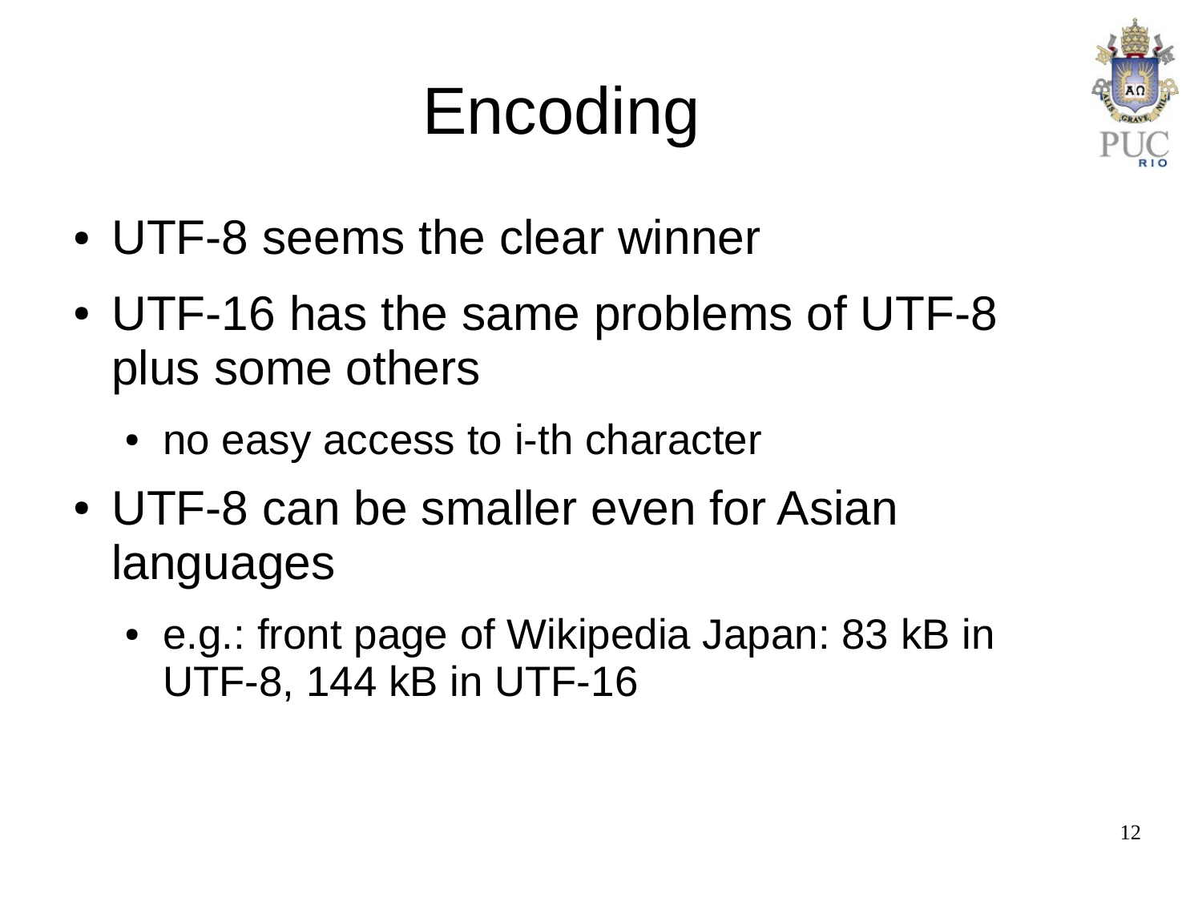# Encoding

- UTF-8 seems the clear winner
- UTF-16 has the same problems of UTF-8 plus some others
  - no easy access to i-th character
- UTF-8 can be smaller even for Asian languages
  - e.g.: front page of Wikipedia Japan: 83 kB in UTF-8, 144 kB in UTF-16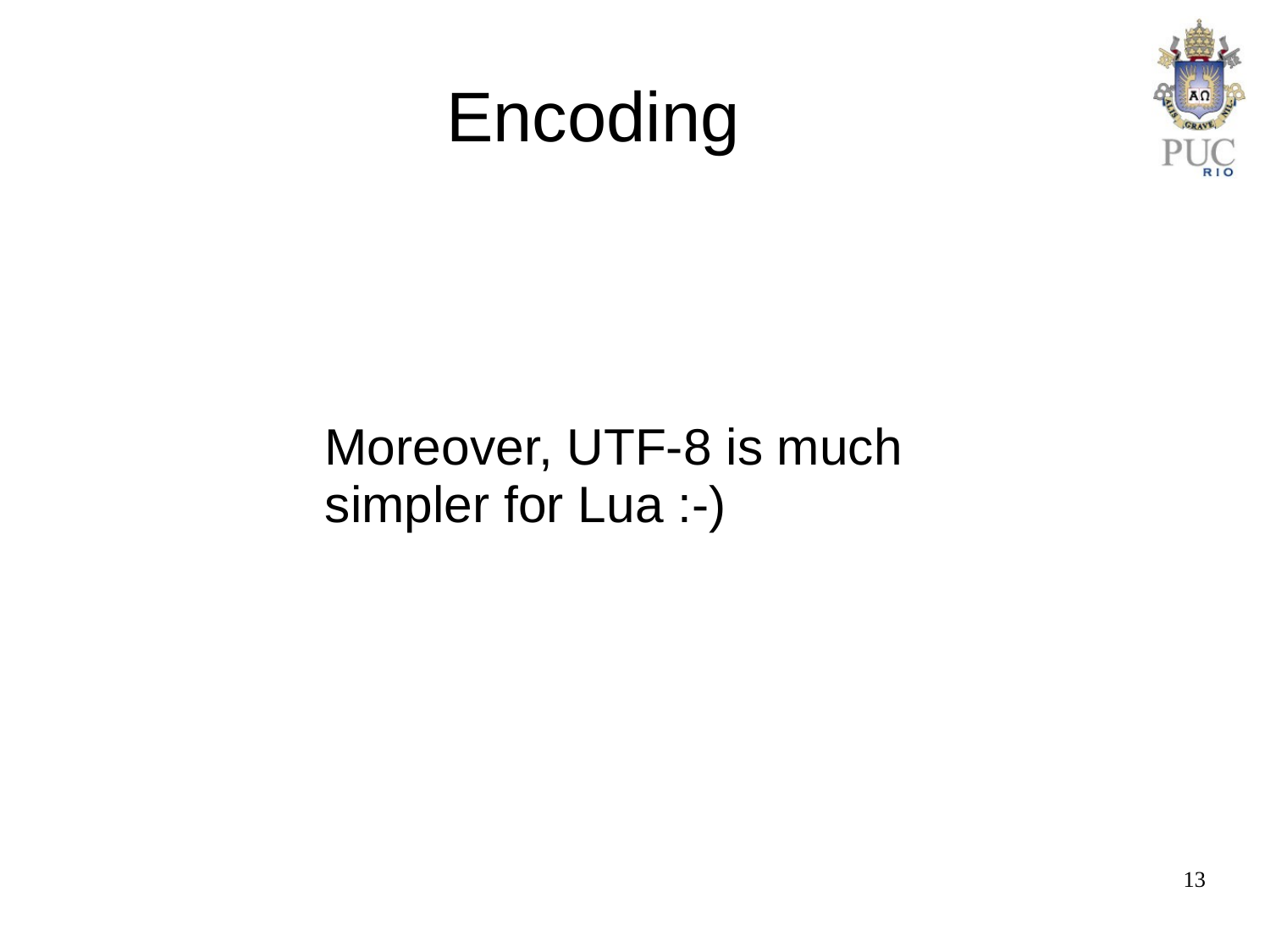# Encoding

Moreover, UTF-8 is much simpler for Lua :-)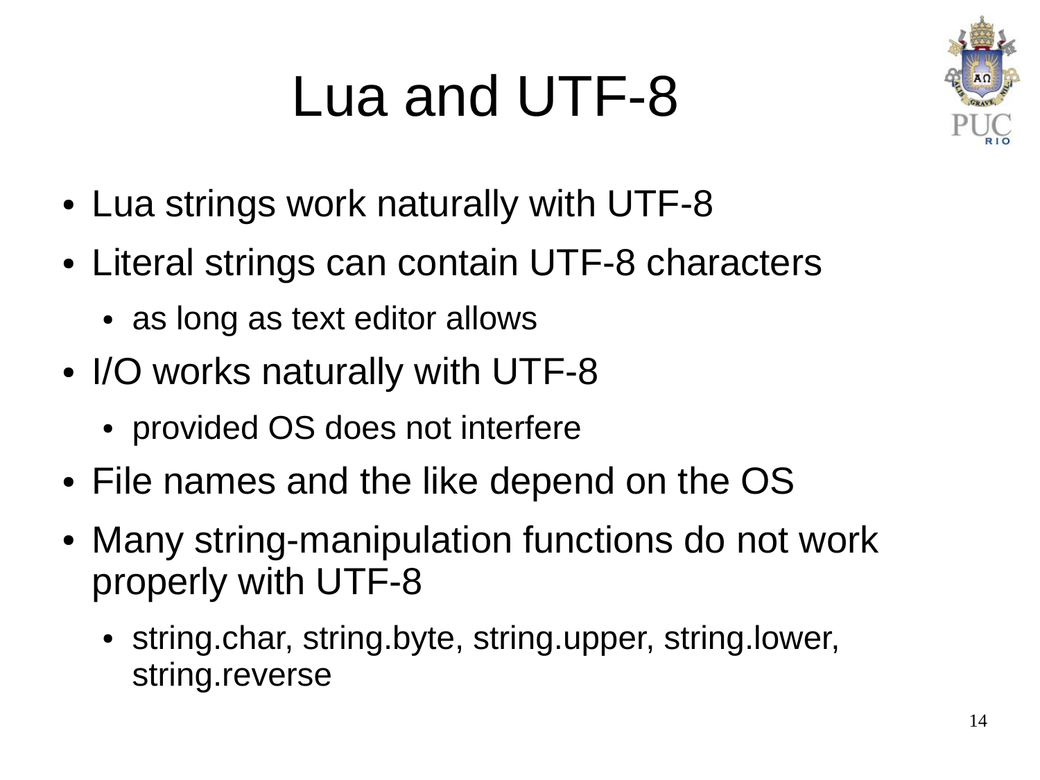# Lua and UTF-8

- Lua strings work naturally with UTF-8
- Literal strings can contain UTF-8 characters
  - as long as text editor allows
- I/O works naturally with UTF-8
  - provided OS does not interfere
- File names and the like depend on the OS
- Many string-manipulation functions do not work properly with UTF-8
  - string.char, string.byte, string.upper, string.lower, string.reverse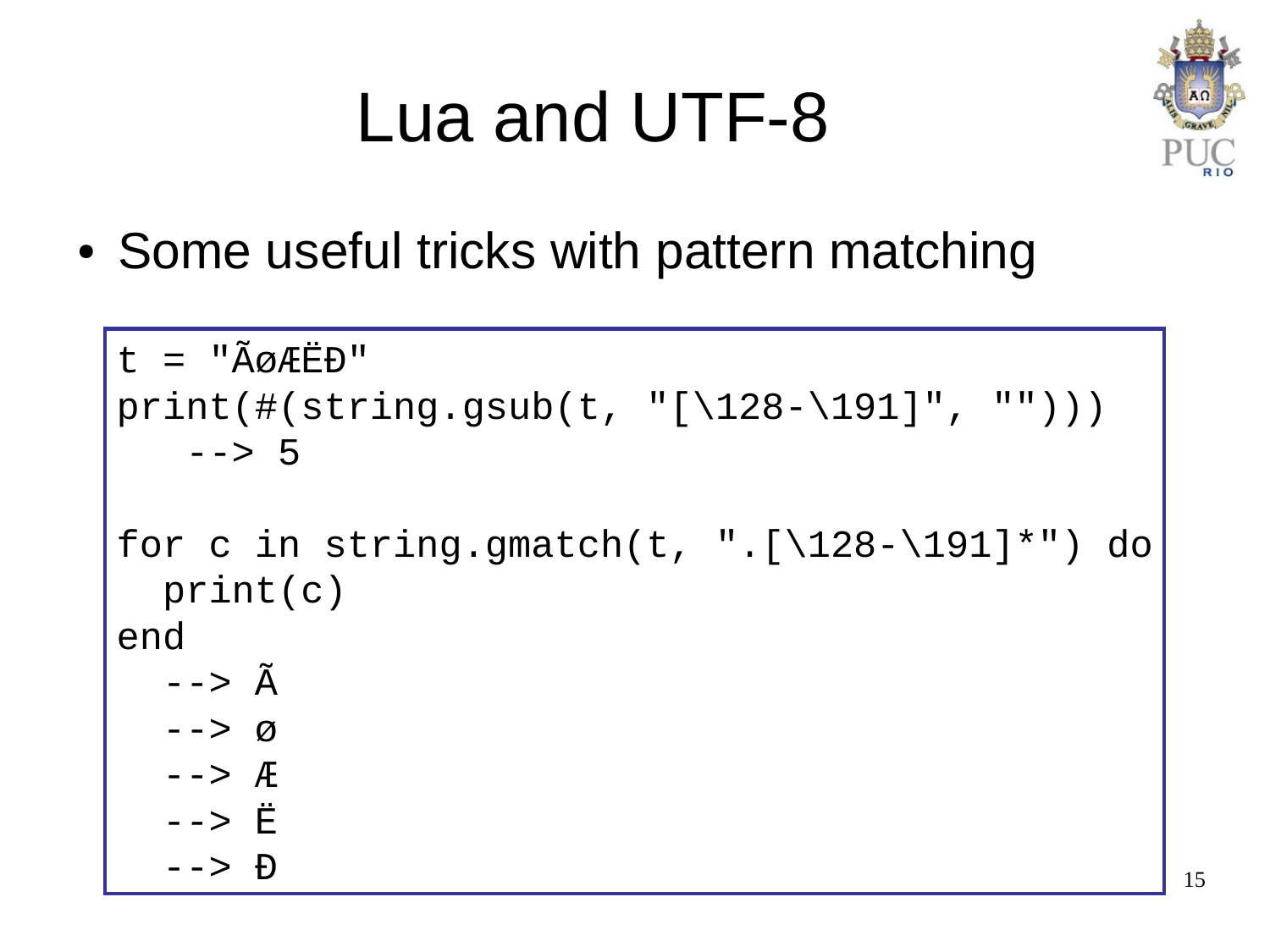# Lua and UTF-8

- Some useful tricks with pattern matching

```
t = "ÃøÆËÐ"
print(#(string.gsub(t, "[\128-\191]", "")))
   --> 5

for c in string.gmatch(t, ".[\128-\191]*") do
  print(c)
end
  --> Ã
  --> ø
  --> Æ
  --> Ë
  --> Ð
```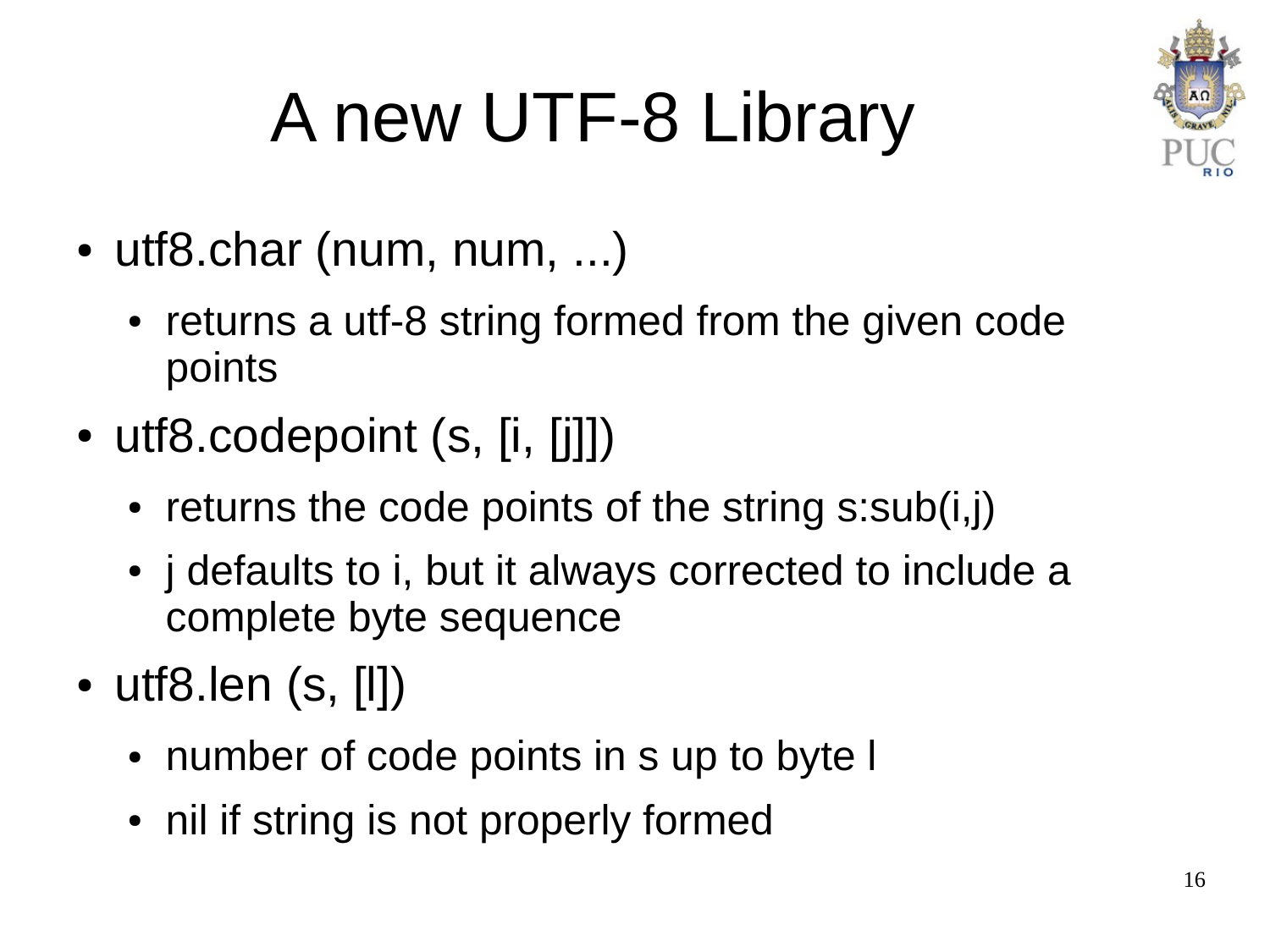# A new UTF-8 Library

- utf8.char (num, num, ...)
  - returns a utf-8 string formed from the given code points
- utf8.codepoint (s, [i, [j]])
  - returns the code points of the string s:sub(i,j)
  - j defaults to i, but it always corrected to include a complete byte sequence
- utf8.len (s, [l])
  - number of code points in s up to byte l
  - nil if string is not properly formed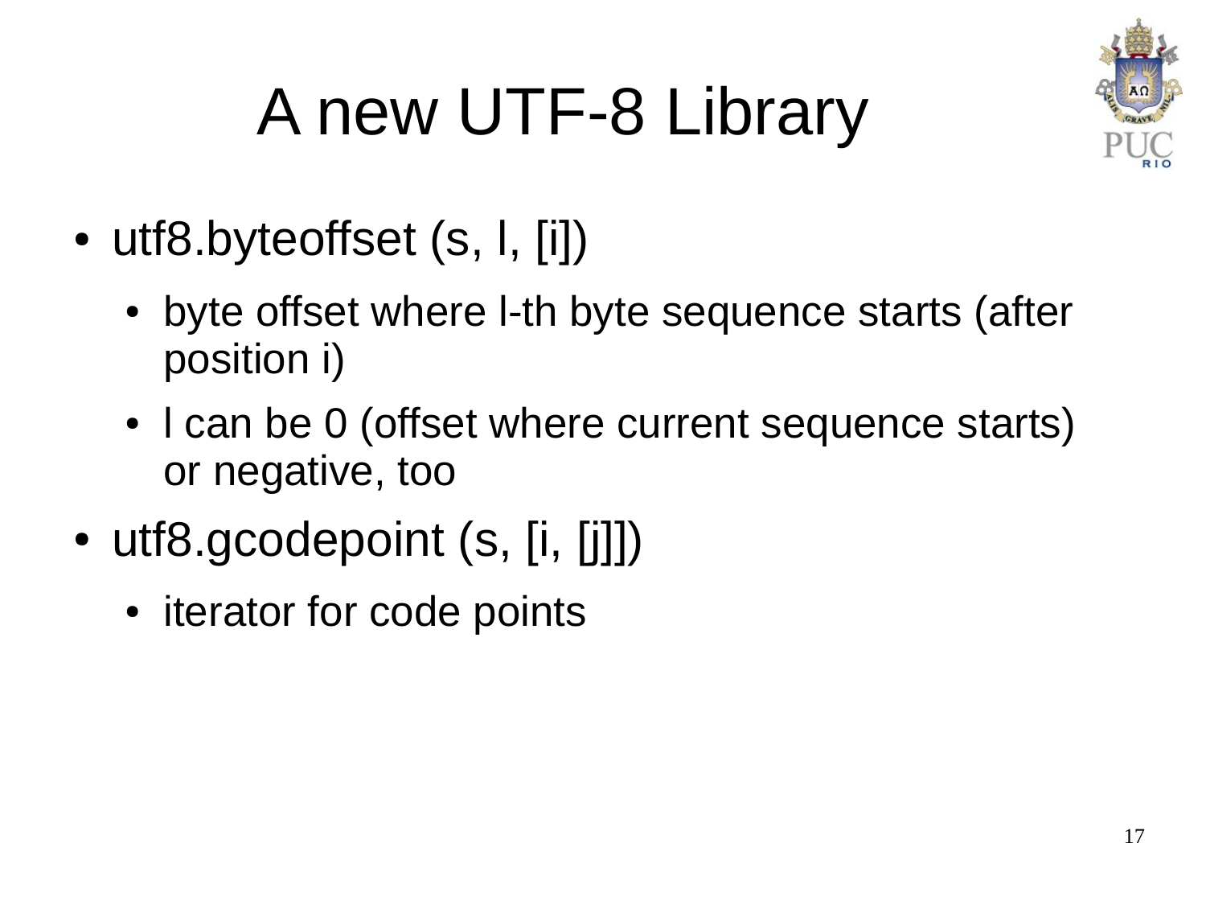# A new UTF-8 Library

- utf8.byteoffset (s, l, [i])
  - byte offset where l-th byte sequence starts (after position i)
  - l can be 0 (offset where current sequence starts) or negative, too
- utf8.gcodepoint (s, [i, [j]])
  - iterator for code points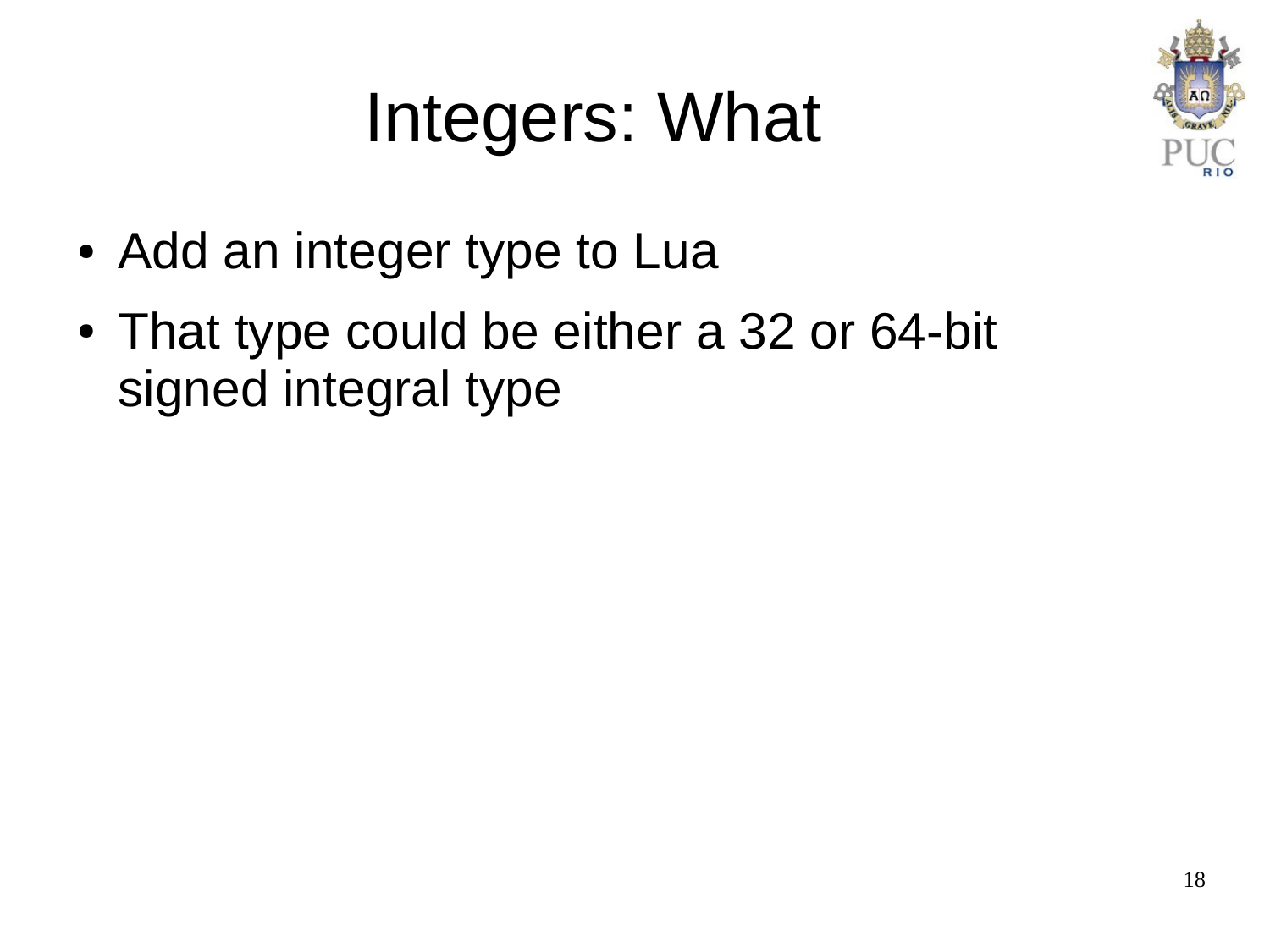# Integers: What

- Add an integer type to Lua
- That type could be either a 32 or 64-bit signed integral type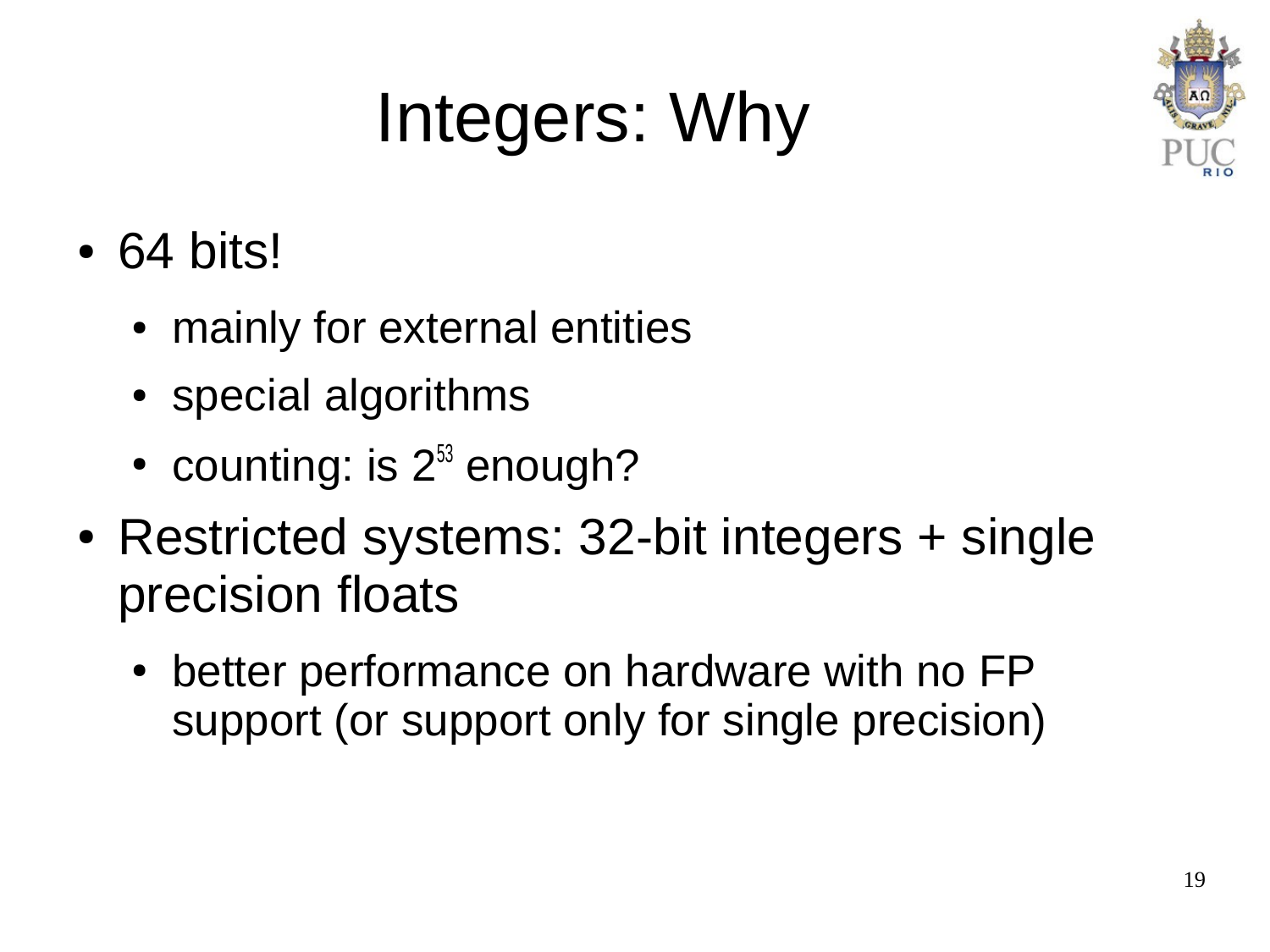# Integers: Why

- 64 bits!
  - mainly for external entities
  - special algorithms
  - counting: is $2^{53}$ enough?
- Restricted systems: 32-bit integers + single precision floats
  - better performance on hardware with no FP support (or support only for single precision)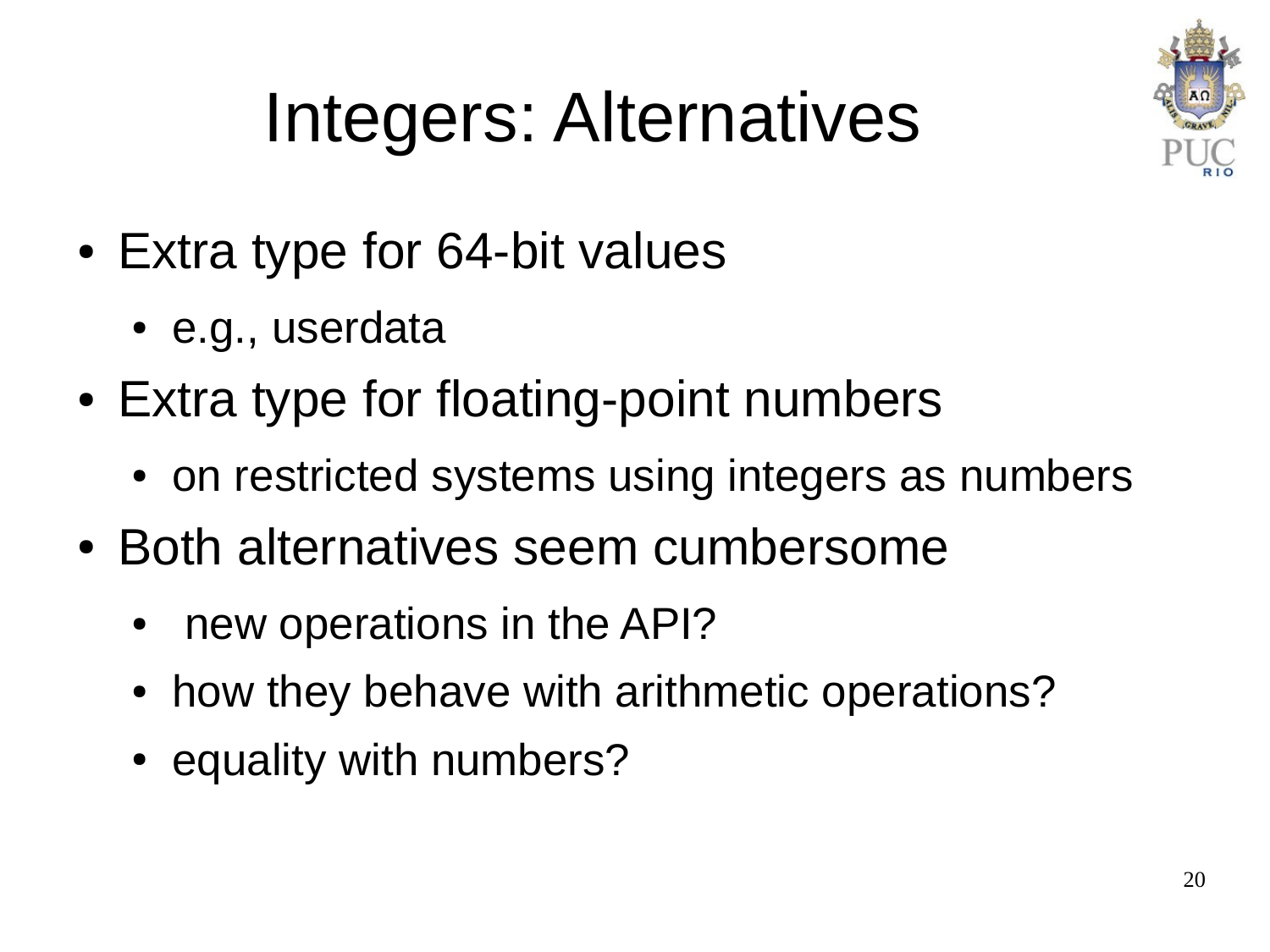# Integers: Alternatives

- Extra type for 64-bit values
  - e.g., userdata
- Extra type for floating-point numbers
  - on restricted systems using integers as numbers
- Both alternatives seem cumbersome
  - new operations in the API?
  - how they behave with arithmetic operations?
  - equality with numbers?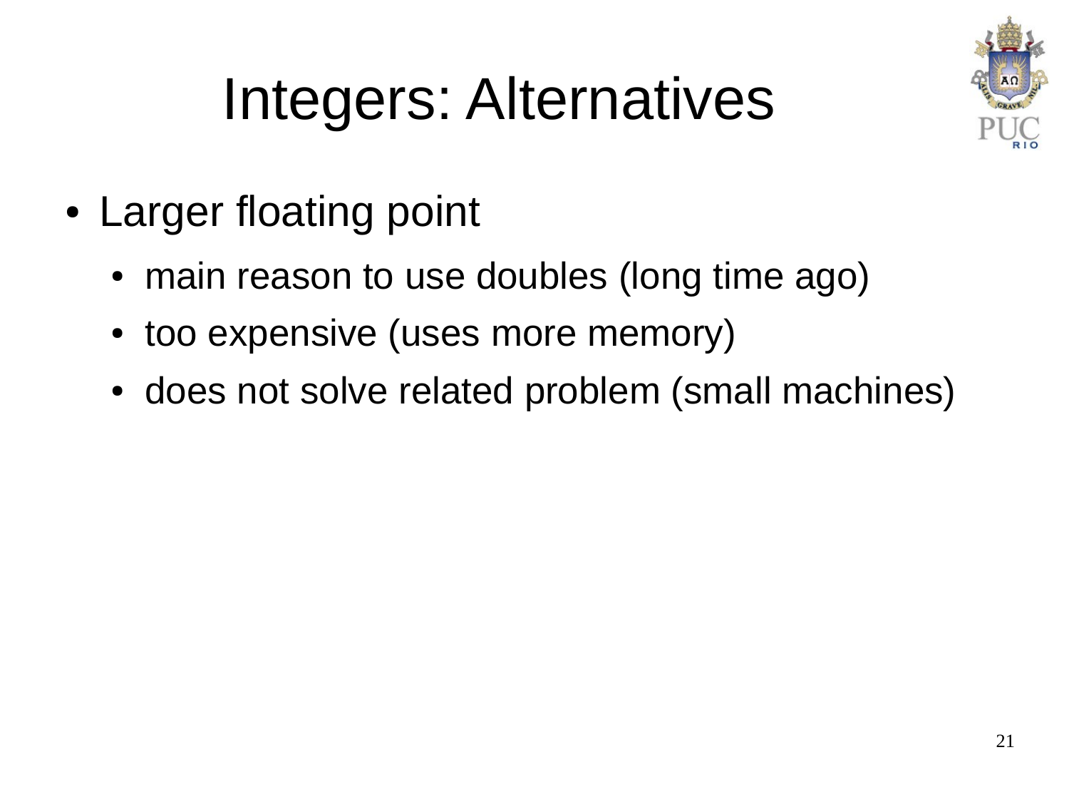# Integers: Alternatives

- Larger floating point
  - main reason to use doubles (long time ago)
  - too expensive (uses more memory)
  - does not solve related problem (small machines)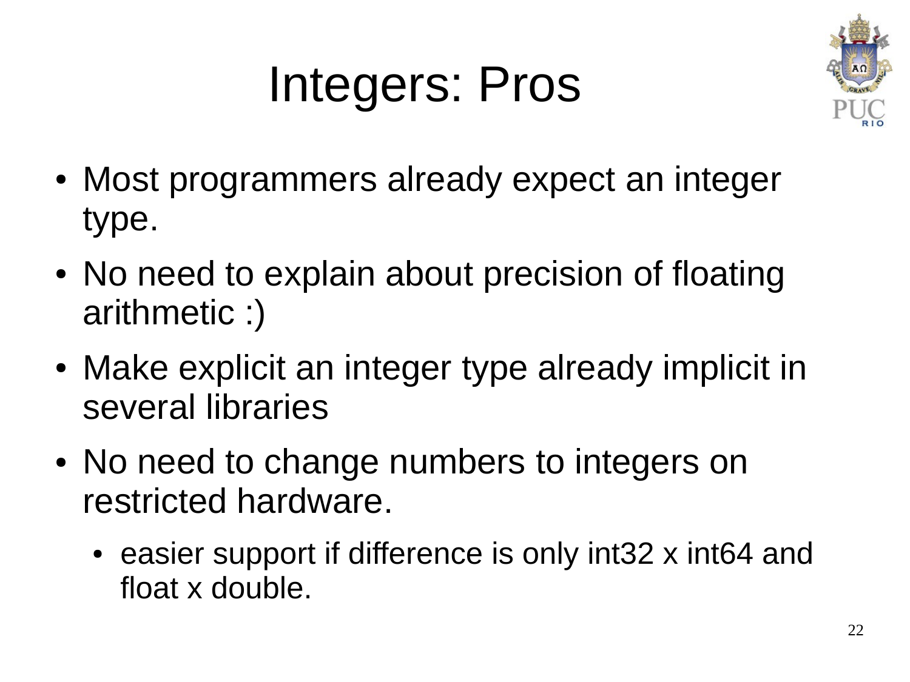# Integers: Pros

- Most programmers already expect an integer type.
- No need to explain about precision of floating arithmetic :)
- Make explicit an integer type already implicit in several libraries
- No need to change numbers to integers on restricted hardware.
  - easier support if difference is only int32 x int64 and float x double.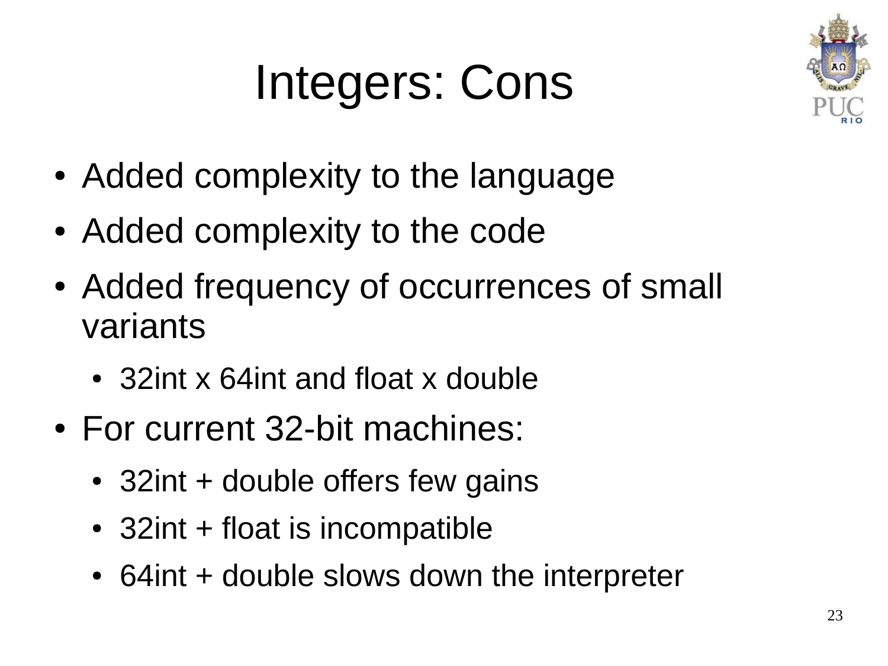# Integers: Cons

- Added complexity to the language
- Added complexity to the code
- Added frequency of occurrences of small variants
  - 32int x 64int and float x double
- For current 32-bit machines:
  - 32int + double offers few gains
  - 32int + float is incompatible
  - 64int + double slows down the interpreter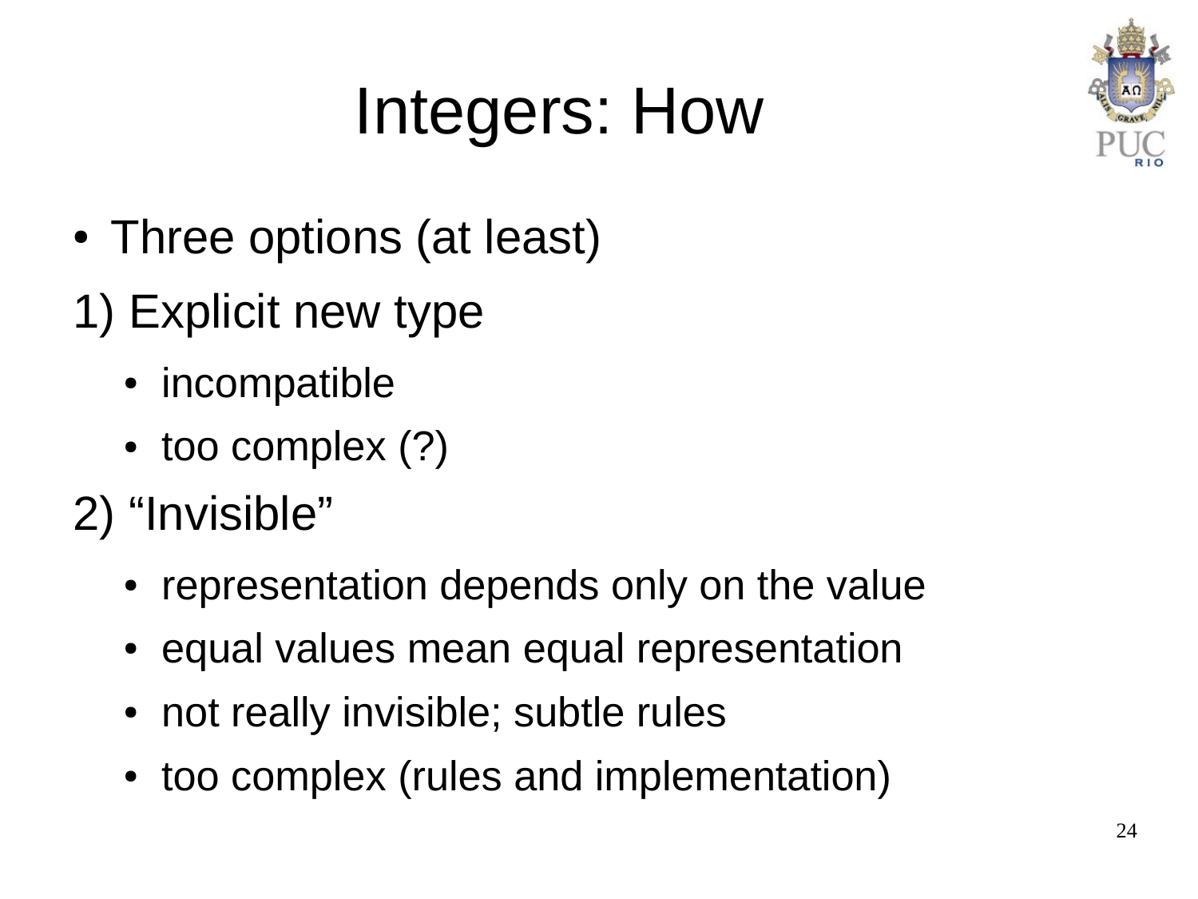# Integers: How

- Three options (at least)

1) Explicit new type
   - incompatible
   - too complex (?)

2) “Invisible”
   - representation depends only on the value
   - equal values mean equal representation
   - not really invisible; subtle rules
   - too complex (rules and implementation)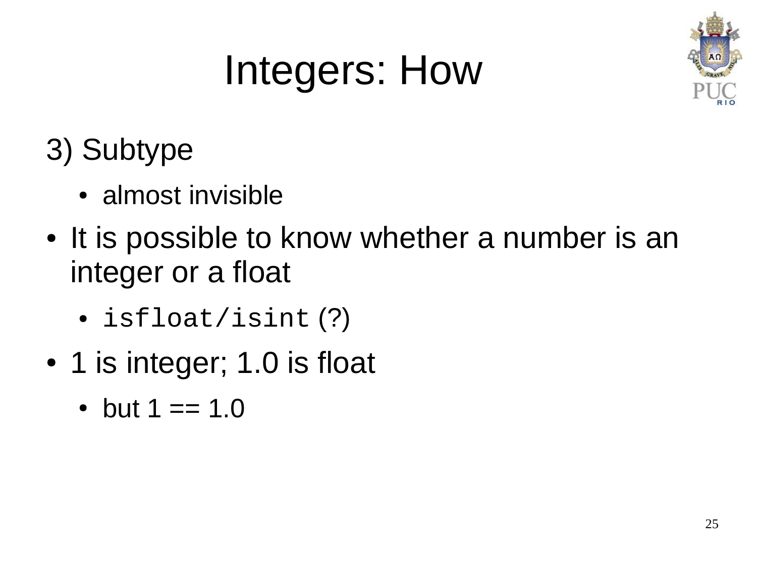# Integers: How

3) Subtype

- almost invisible

- It is possible to know whether a number is an integer or a float
  - `isfloat/isint` (?)
- 1 is integer; 1.0 is float
  - but 1 == 1.0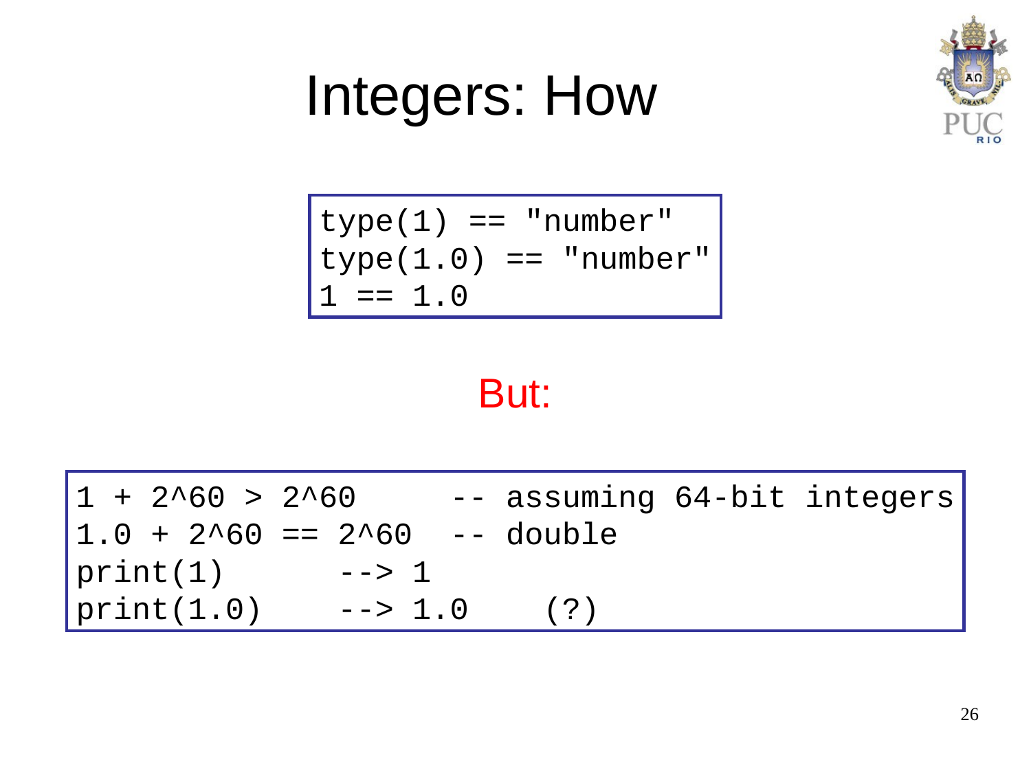# Integers: How

```
type(1) == "number"
type(1.0) == "number"
1 == 1.0
```

But:

```
1 + 2^60 > 2^60      -- assuming 64-bit integers
1.0 + 2^60 == 2^60   -- double
print(1)       --> 1
print(1.0)     --> 1.0    (?)
```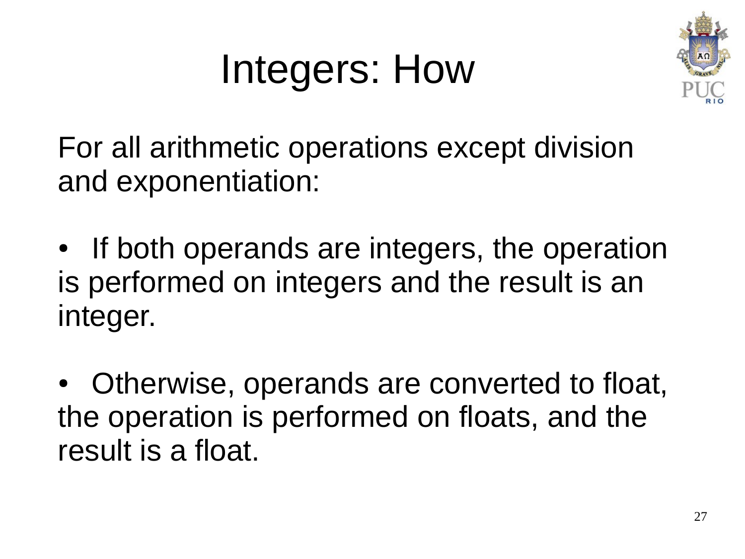# Integers: How

For all arithmetic operations except division and exponentiation:

- If both operands are integers, the operation is performed on integers and the result is an integer.

- Otherwise, operands are converted to float, the operation is performed on floats, and the result is a float.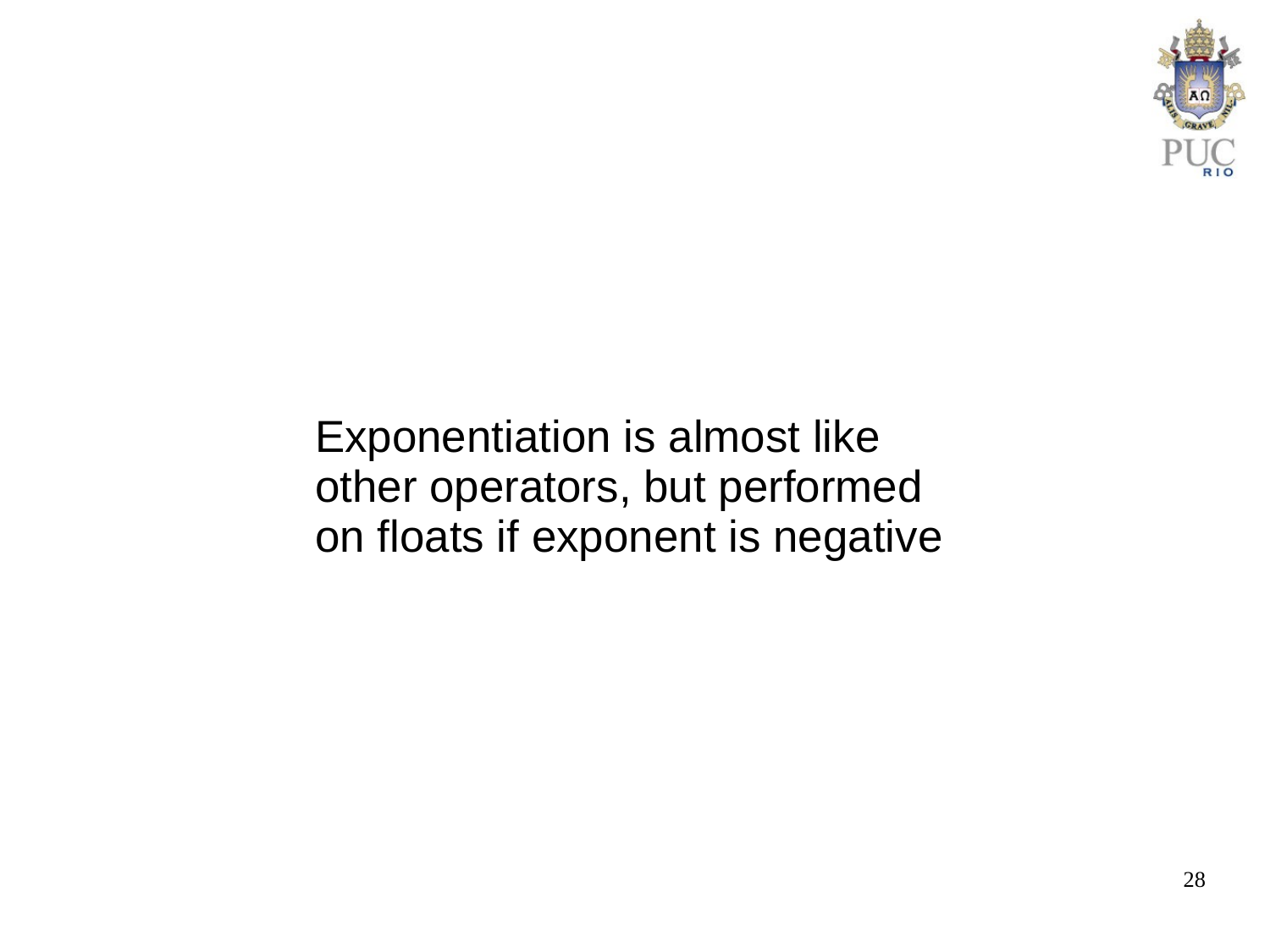Exponentiation is almost like other operators, but performed on floats if exponent is negative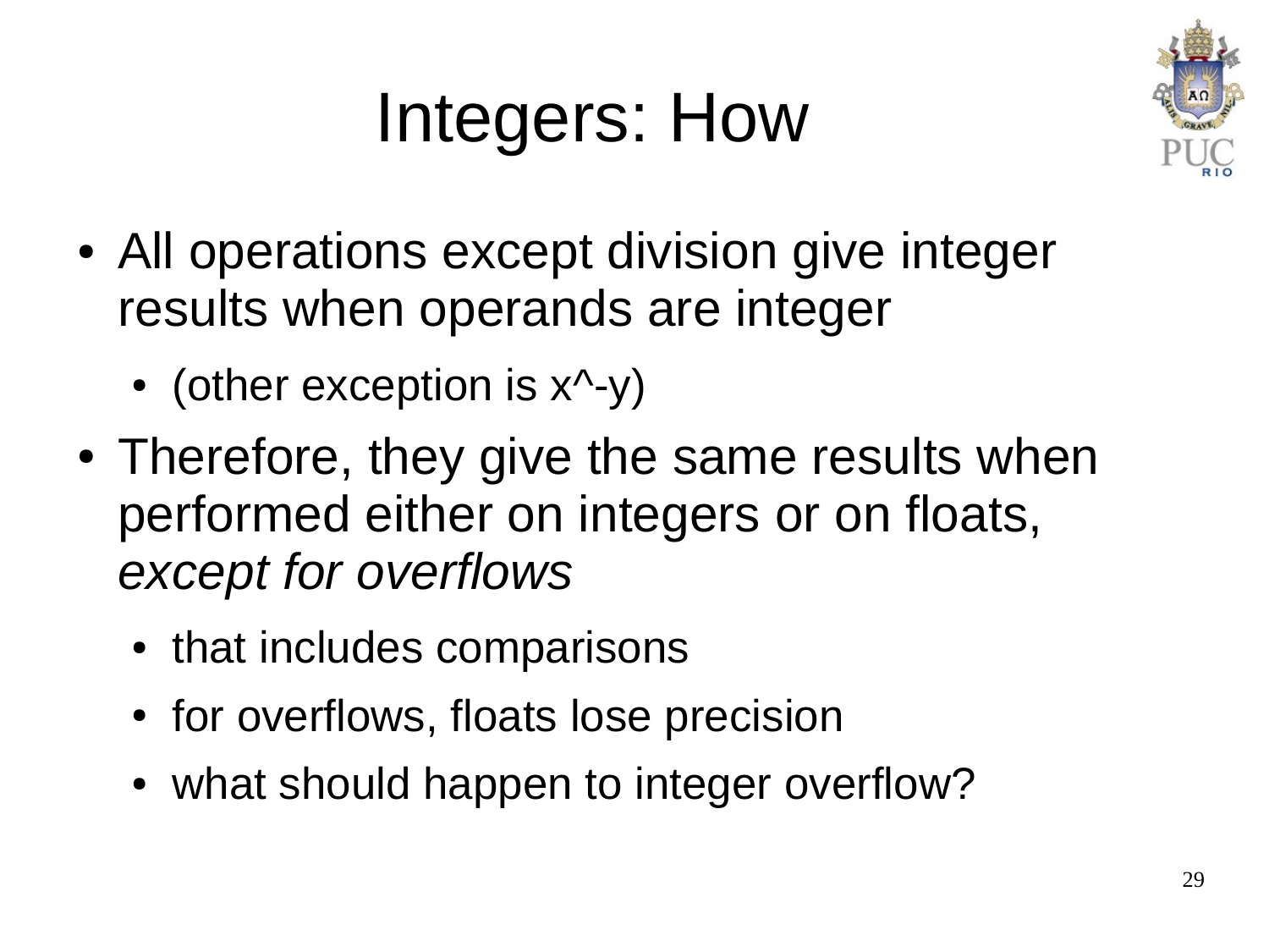# Integers: How

- All operations except division give integer results when operands are integer
  - (other exception is x^-y)
- Therefore, they give the same results when performed either on integers or on floats, *except for overflows*
  - that includes comparisons
  - for overflows, floats lose precision
  - what should happen to integer overflow?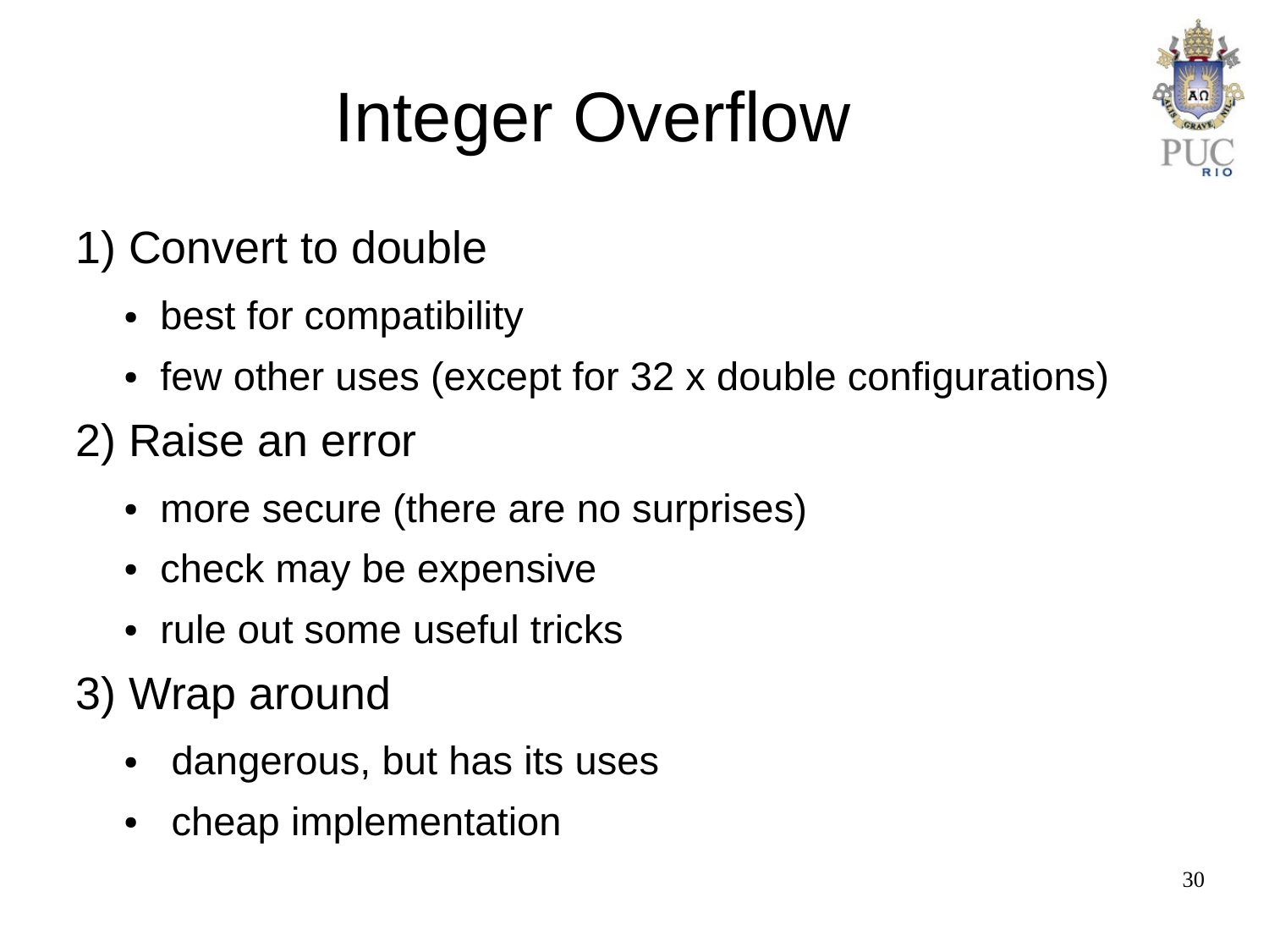# Integer Overflow

1) Convert to double

- best for compatibility
- few other uses (except for 32 x double configurations)

2) Raise an error

- more secure (there are no surprises)
- check may be expensive
- rule out some useful tricks

3) Wrap around

- dangerous, but has its uses
- cheap implementation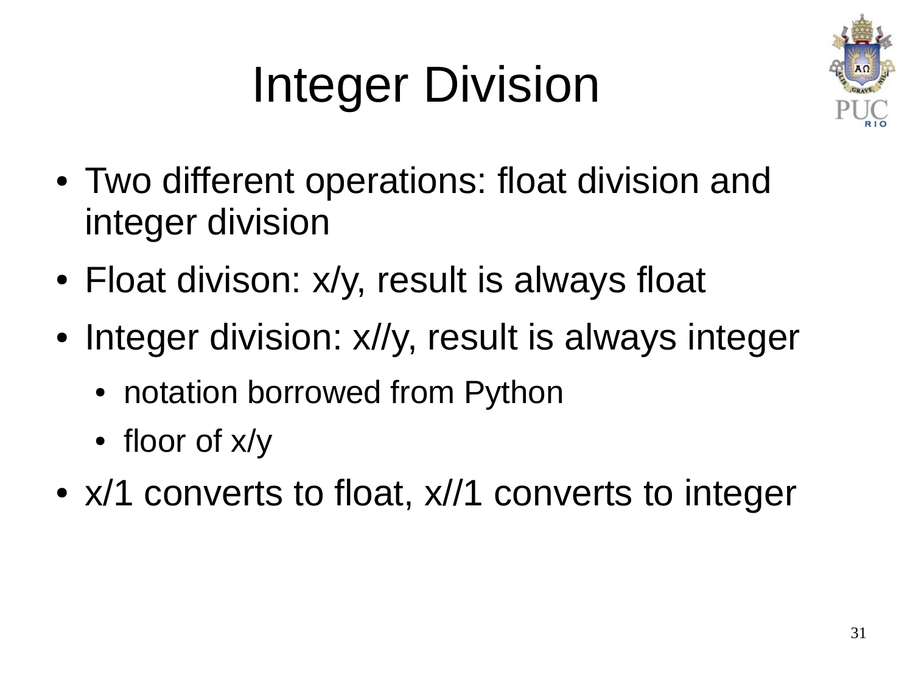# Integer Division

- Two different operations: float division and integer division
- Float divison: x/y, result is always float
- Integer division: x//y, result is always integer
  - notation borrowed from Python
  - floor of x/y
- x/1 converts to float, x//1 converts to integer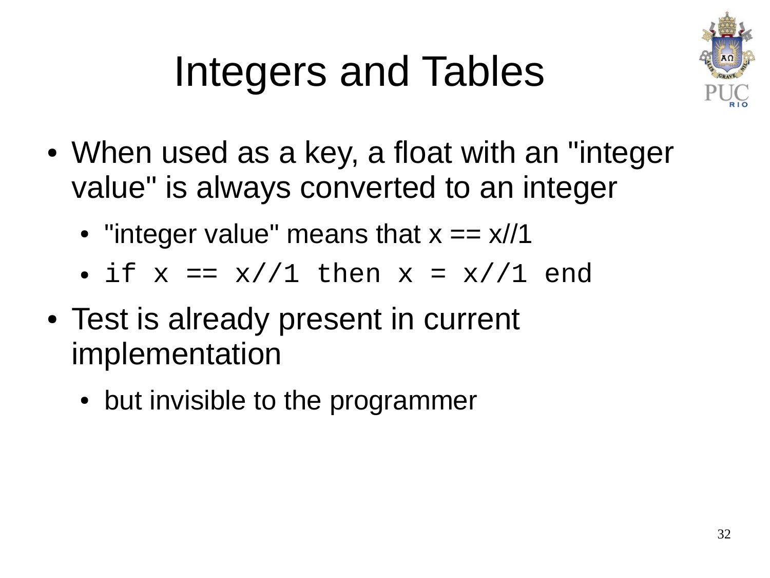# Integers and Tables

- When used as a key, a float with an "integer value" is always converted to an integer
  - "integer value" means that x == x//1
  - `if x == x//1 then x = x//1 end`
- Test is already present in current implementation
  - but invisible to the programmer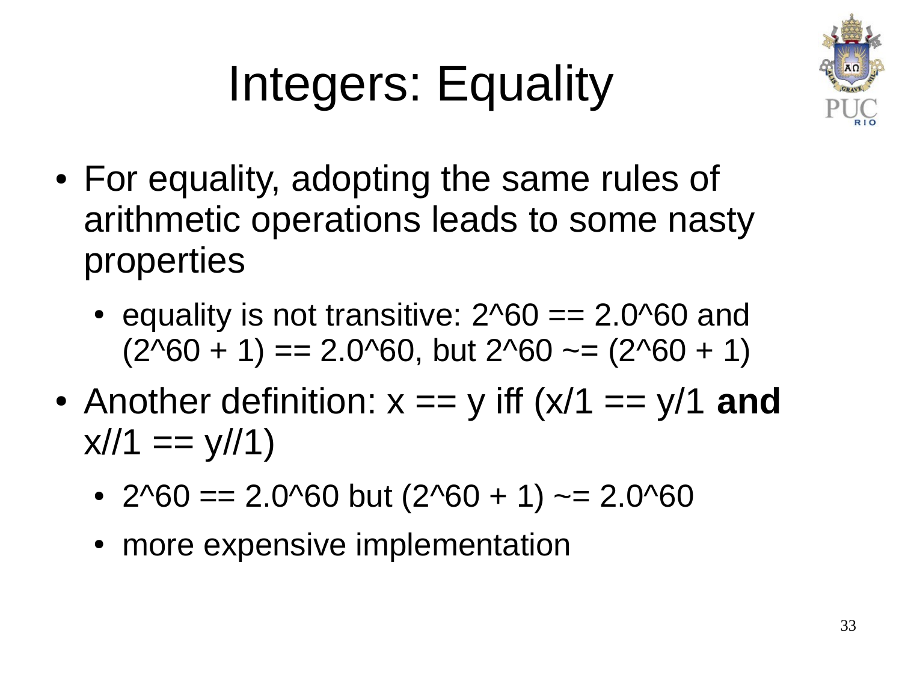# Integers: Equality

- For equality, adopting the same rules of arithmetic operations leads to some nasty properties
  - equality is not transitive: 2^60 == 2.0^60 and (2^60 + 1) == 2.0^60, but 2^60 ~= (2^60 + 1)
- Another definition: x == y iff (x/1 == y/1 **and** x//1 == y//1)
  - 2^60 == 2.0^60 but (2^60 + 1) ~= 2.0^60
  - more expensive implementation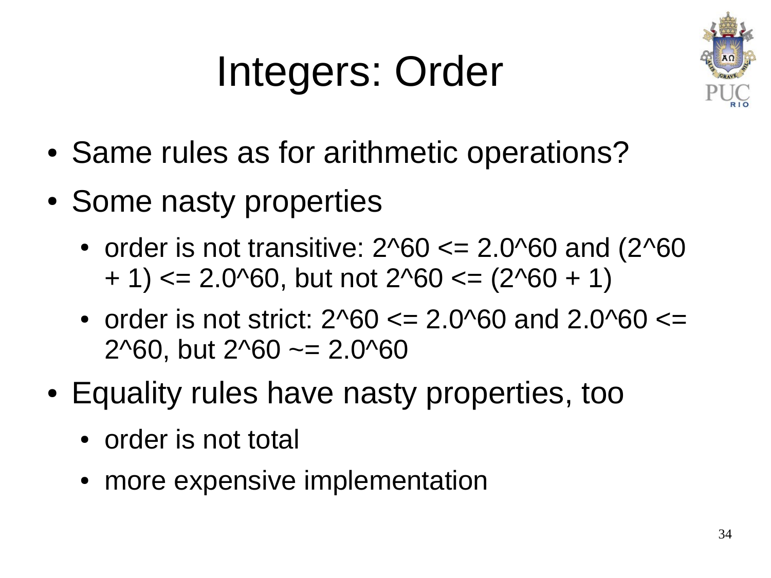# Integers: Order

- Same rules as for arithmetic operations?
- Some nasty properties
  - order is not transitive: 2^60 <= 2.0^60 and (2^60 + 1) <= 2.0^60, but not 2^60 <= (2^60 + 1)
  - order is not strict: 2^60 <= 2.0^60 and 2.0^60 <= 2^60, but 2^60 ~= 2.0^60
- Equality rules have nasty properties, too
  - order is not total
  - more expensive implementation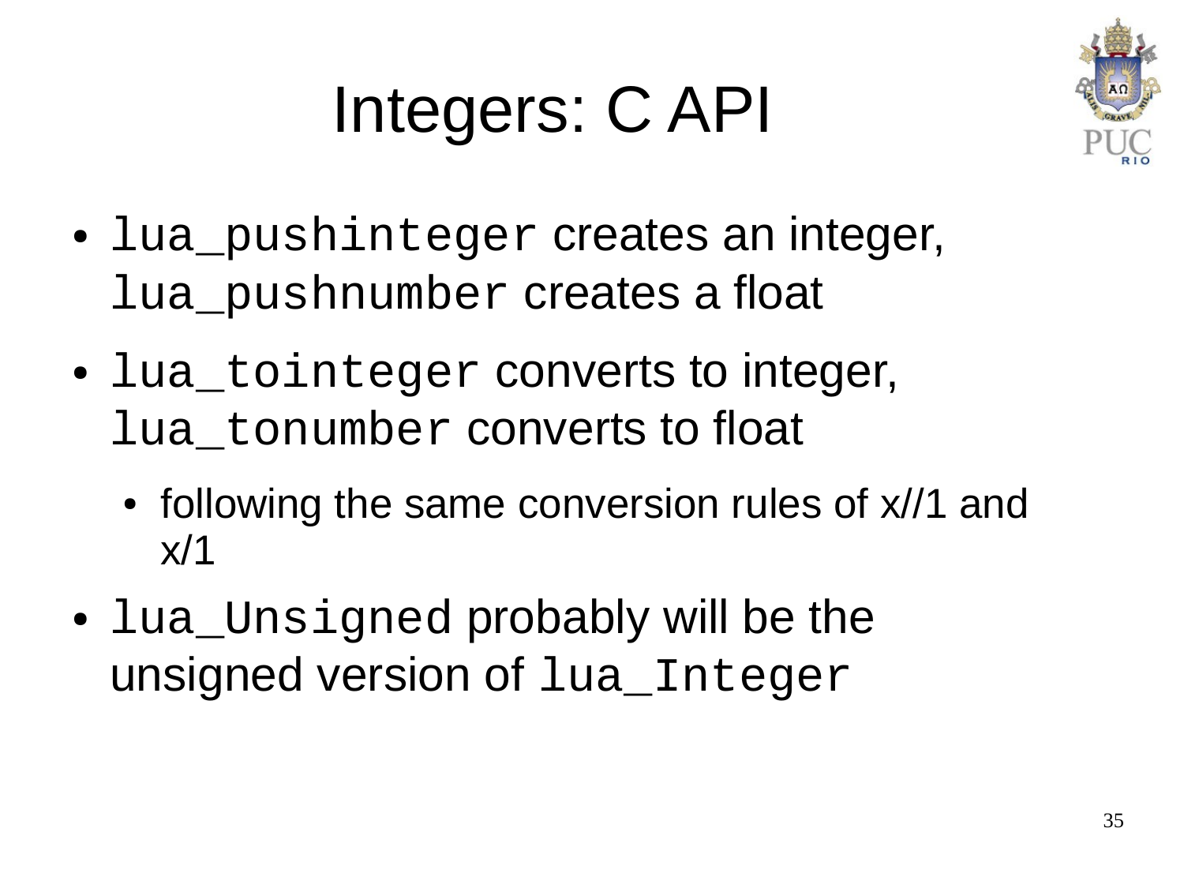# Integers: C API

- `lua_pushinteger` creates an integer, `lua_pushnumber` creates a float
- `lua_tointeger` converts to integer, `lua_tonumber` converts to float
  - following the same conversion rules of x//1 and x/1
- `lua_Unsigned` probably will be the unsigned version of `lua_Integer`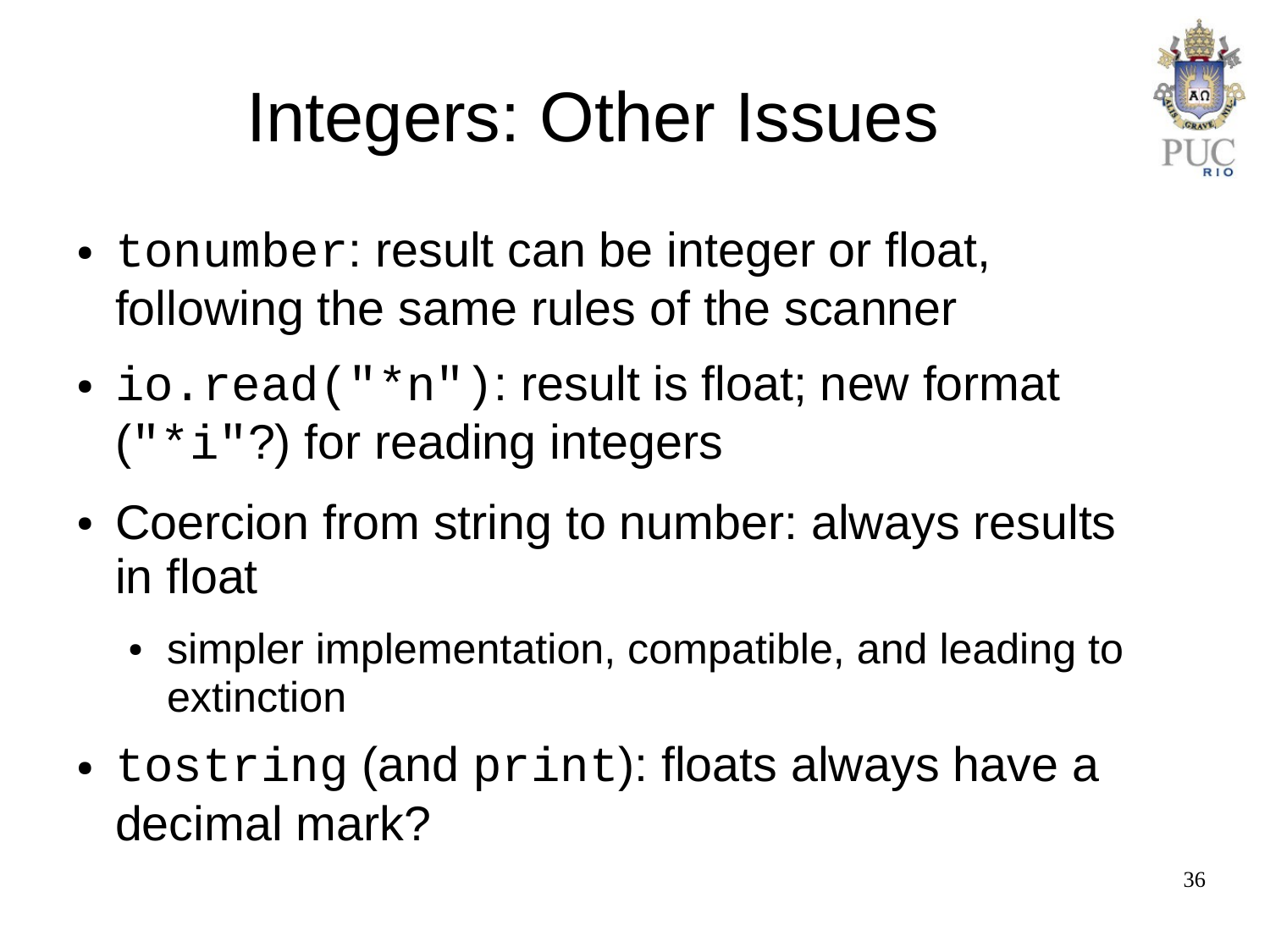# Integers: Other Issues

- `tonumber`: result can be integer or float, following the same rules of the scanner
- `io.read("*n")`: result is float; new format (`"*i"`?) for reading integers
- Coercion from string to number: always results in float
  - simpler implementation, compatible, and leading to extinction
- `tostring` (and `print`): floats always have a decimal mark?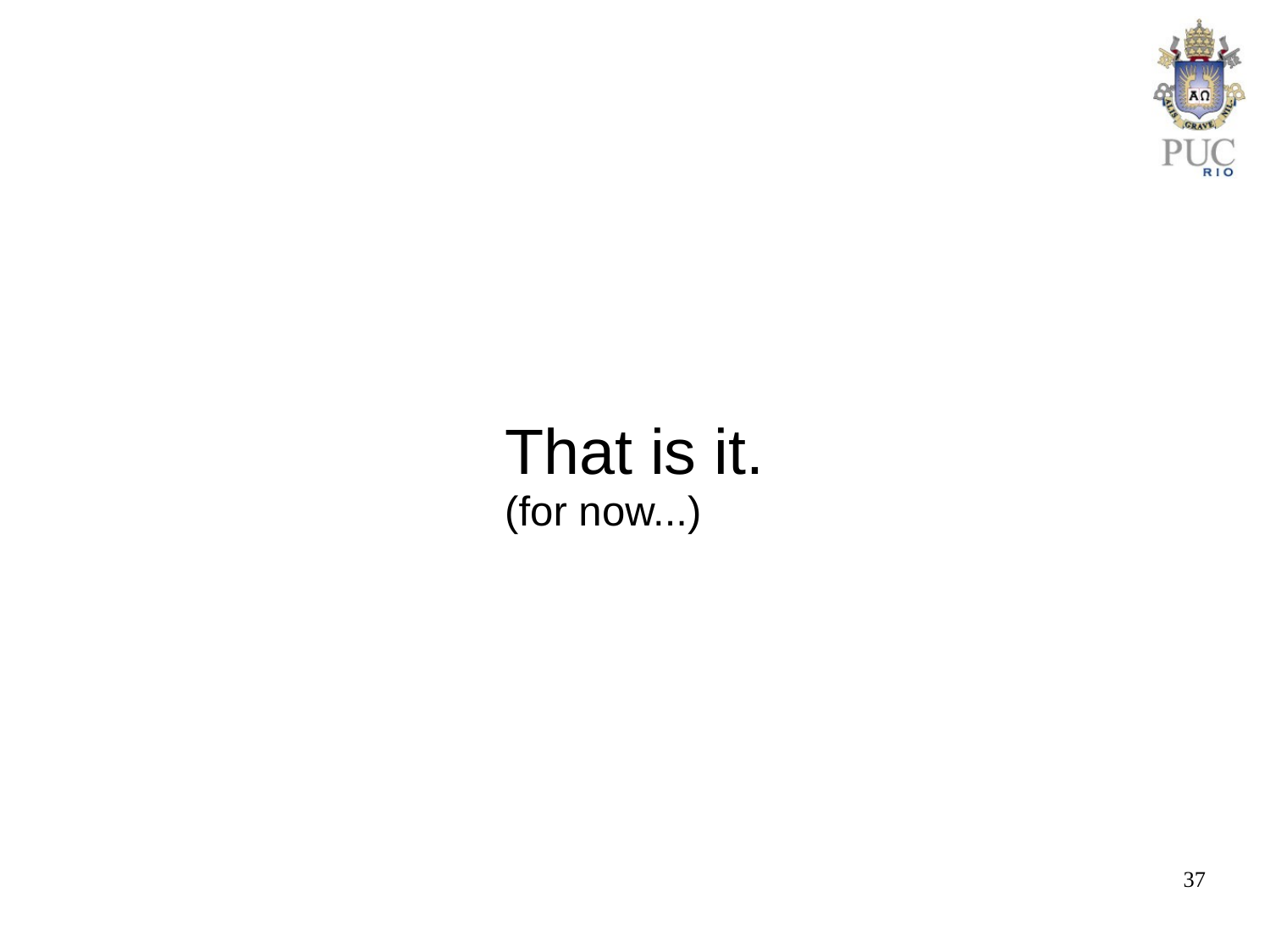That is it.

(for now...)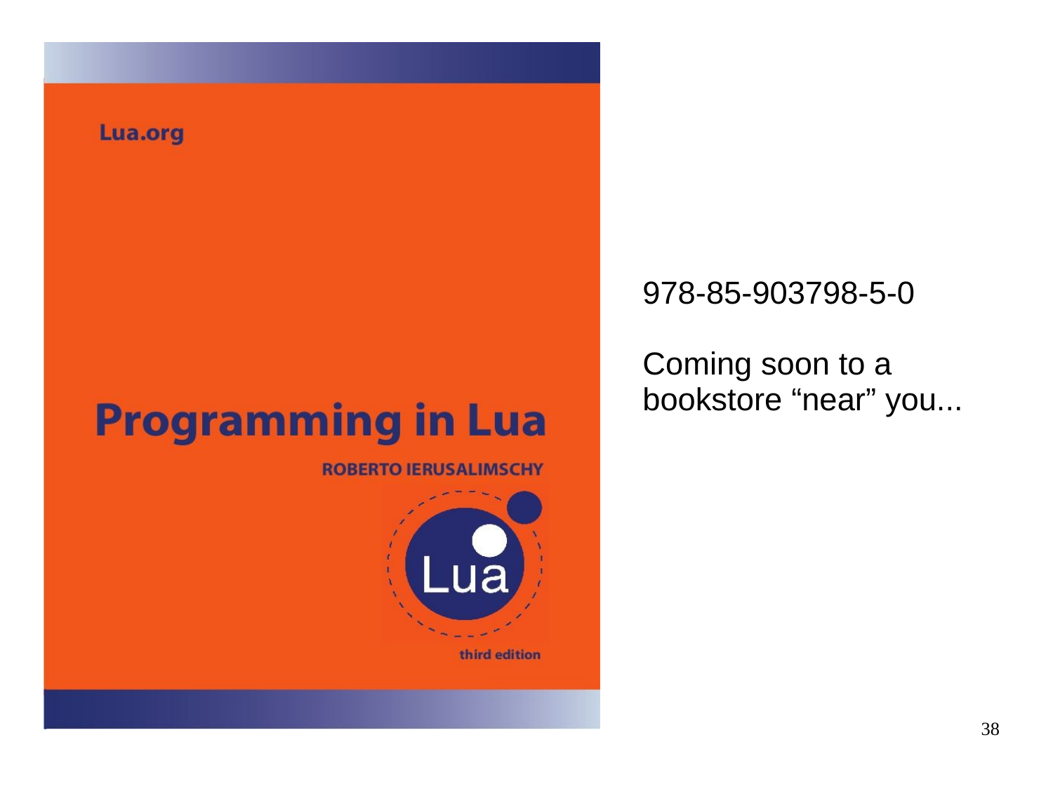Lua.org

# Programming in Lua

ROBERTO IERUSALIMSCHY

Lua

third edition

978-85-903798-5-0

Coming soon to a bookstore “near” you...